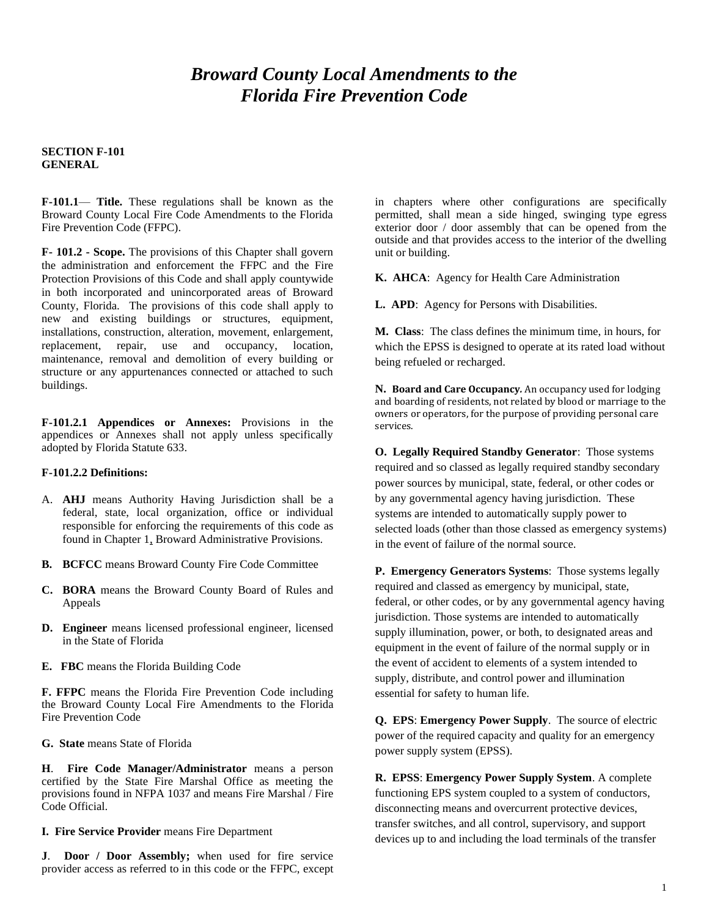# *Broward County Local Amendments to the Florida Fire Prevention Code*

**SECTION F-101**
**GENERAL**

**F-101.1**— **Title.** These regulations shall be known as the Broward County Local Fire Code Amendments to the Florida Fire Prevention Code (FFPC).

**F- 101.2 - Scope.** The provisions of this Chapter shall govern the administration and enforcement the FFPC and the Fire Protection Provisions of this Code and shall apply countywide in both incorporated and unincorporated areas of Broward County, Florida. The provisions of this code shall apply to new and existing buildings or structures, equipment, installations, construction, alteration, movement, enlargement, replacement, repair, use and occupancy, location, maintenance, removal and demolition of every building or structure or any appurtenances connected or attached to such buildings.

**F-101.2.1 Appendices or Annexes:** Provisions in the appendices or Annexes shall not apply unless specifically adopted by Florida Statute 633.

**F-101.2.2 Definitions:**

A. **AHJ** means Authority Having Jurisdiction shall be a federal, state, local organization, office or individual responsible for enforcing the requirements of this code as found in Chapter 1, Broward Administrative Provisions.

**B. BCFCC** means Broward County Fire Code Committee

**C. BORA** means the Broward County Board of Rules and Appeals

**D. Engineer** means licensed professional engineer, licensed in the State of Florida

**E. FBC** means the Florida Building Code

**F. FFPC** means the Florida Fire Prevention Code including the Broward County Local Fire Amendments to the Florida Fire Prevention Code

**G. State** means State of Florida

**H**. **Fire Code Manager/Administrator** means a person certified by the State Fire Marshal Office as meeting the provisions found in NFPA 1037 and means Fire Marshal / Fire Code Official.

**I. Fire Service Provider** means Fire Department

**J**. **Door / Door Assembly;** when used for fire service provider access as referred to in this code or the FFPC, except in chapters where other configurations are specifically permitted, shall mean a side hinged, swinging type egress exterior door / door assembly that can be opened from the outside and that provides access to the interior of the dwelling unit or building.

**K. AHCA**: Agency for Health Care Administration

**L. APD**: Agency for Persons with Disabilities.

**M. Class**: The class defines the minimum time, in hours, for which the EPSS is designed to operate at its rated load without being refueled or recharged.

**N. Board and Care Occupancy.** An occupancy used for lodging and boarding of residents, not related by blood or marriage to the owners or operators, for the purpose of providing personal care services.

**O. Legally Required Standby Generator**: Those systems required and so classed as legally required standby secondary power sources by municipal, state, federal, or other codes or by any governmental agency having jurisdiction. These systems are intended to automatically supply power to selected loads (other than those classed as emergency systems) in the event of failure of the normal source.

**P. Emergency Generators Systems**: Those systems legally required and classed as emergency by municipal, state, federal, or other codes, or by any governmental agency having jurisdiction. Those systems are intended to automatically supply illumination, power, or both, to designated areas and equipment in the event of failure of the normal supply or in the event of accident to elements of a system intended to supply, distribute, and control power and illumination essential for safety to human life.

**Q. EPS**: **Emergency Power Supply**. The source of electric power of the required capacity and quality for an emergency power supply system (EPSS).

**R. EPSS**: **Emergency Power Supply System**. A complete functioning EPS system coupled to a system of conductors, disconnecting means and overcurrent protective devices, transfer switches, and all control, supervisory, and support devices up to and including the load terminals of the transfer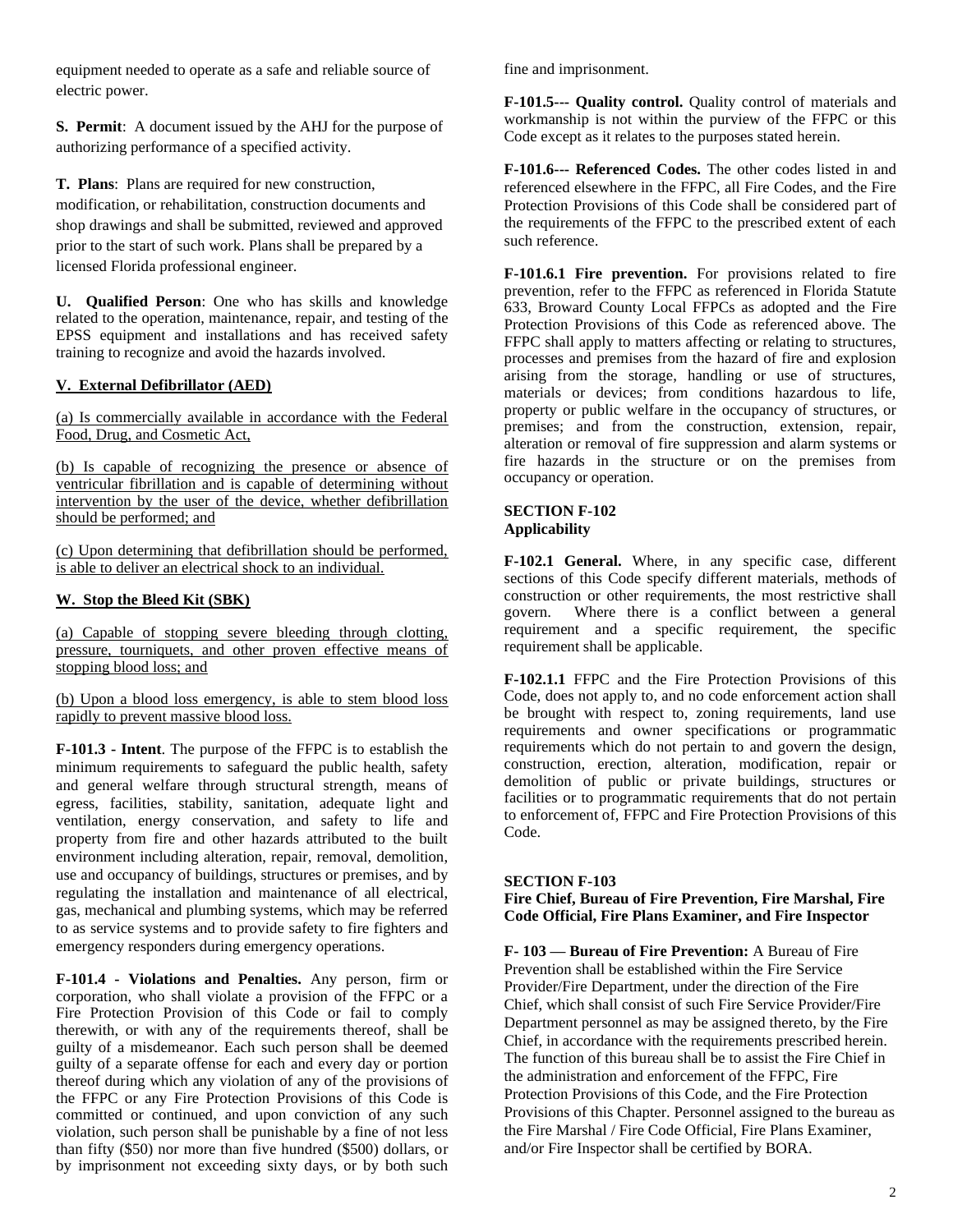equipment needed to operate as a safe and reliable source of electric power.

**S. Permit**: A document issued by the AHJ for the purpose of authorizing performance of a specified activity.

**T. Plans**: Plans are required for new construction, modification, or rehabilitation, construction documents and shop drawings and shall be submitted, reviewed and approved prior to the start of such work. Plans shall be prepared by a licensed Florida professional engineer.

**U. Qualified Person**: One who has skills and knowledge related to the operation, maintenance, repair, and testing of the EPSS equipment and installations and has received safety training to recognize and avoid the hazards involved.

**V. External Defibrillator (AED)**

(a) Is commercially available in accordance with the Federal Food, Drug, and Cosmetic Act,

(b) Is capable of recognizing the presence or absence of ventricular fibrillation and is capable of determining without intervention by the user of the device, whether defibrillation should be performed; and

(c) Upon determining that defibrillation should be performed, is able to deliver an electrical shock to an individual.

**W. Stop the Bleed Kit (SBK)**

(a) Capable of stopping severe bleeding through clotting, pressure, tourniquets, and other proven effective means of stopping blood loss; and

(b) Upon a blood loss emergency, is able to stem blood loss rapidly to prevent massive blood loss.

**F-101.3 - Intent**. The purpose of the FFPC is to establish the minimum requirements to safeguard the public health, safety and general welfare through structural strength, means of egress, facilities, stability, sanitation, adequate light and ventilation, energy conservation, and safety to life and property from fire and other hazards attributed to the built environment including alteration, repair, removal, demolition, use and occupancy of buildings, structures or premises, and by regulating the installation and maintenance of all electrical, gas, mechanical and plumbing systems, which may be referred to as service systems and to provide safety to fire fighters and emergency responders during emergency operations.

**F-101.4 - Violations and Penalties.** Any person, firm or corporation, who shall violate a provision of the FFPC or a Fire Protection Provision of this Code or fail to comply therewith, or with any of the requirements thereof, shall be guilty of a misdemeanor. Each such person shall be deemed guilty of a separate offense for each and every day or portion thereof during which any violation of any of the provisions of the FFPC or any Fire Protection Provisions of this Code is committed or continued, and upon conviction of any such violation, such person shall be punishable by a fine of not less than fifty ($50) nor more than five hundred ($500) dollars, or by imprisonment not exceeding sixty days, or by both such fine and imprisonment.

**F-101.5--- Quality control.** Quality control of materials and workmanship is not within the purview of the FFPC or this Code except as it relates to the purposes stated herein.

**F-101.6--- Referenced Codes.** The other codes listed in and referenced elsewhere in the FFPC, all Fire Codes, and the Fire Protection Provisions of this Code shall be considered part of the requirements of the FFPC to the prescribed extent of each such reference.

**F-101.6.1 Fire prevention.** For provisions related to fire prevention, refer to the FFPC as referenced in Florida Statute 633, Broward County Local FFPCs as adopted and the Fire Protection Provisions of this Code as referenced above. The FFPC shall apply to matters affecting or relating to structures, processes and premises from the hazard of fire and explosion arising from the storage, handling or use of structures, materials or devices; from conditions hazardous to life, property or public welfare in the occupancy of structures, or premises; and from the construction, extension, repair, alteration or removal of fire suppression and alarm systems or fire hazards in the structure or on the premises from occupancy or operation.

## SECTION F-102
## Applicability

**F-102.1 General.** Where, in any specific case, different sections of this Code specify different materials, methods of construction or other requirements, the most restrictive shall govern. Where there is a conflict between a general requirement and a specific requirement, the specific requirement shall be applicable.

**F-102.1.1** FFPC and the Fire Protection Provisions of this Code, does not apply to, and no code enforcement action shall be brought with respect to, zoning requirements, land use requirements and owner specifications or programmatic requirements which do not pertain to and govern the design, construction, erection, alteration, modification, repair or demolition of public or private buildings, structures or facilities or to programmatic requirements that do not pertain to enforcement of, FFPC and Fire Protection Provisions of this Code.

## SECTION F-103
## Fire Chief, Bureau of Fire Prevention, Fire Marshal, Fire Code Official, Fire Plans Examiner, and Fire Inspector

**F- 103 — Bureau of Fire Prevention:** A Bureau of Fire Prevention shall be established within the Fire Service Provider/Fire Department, under the direction of the Fire Chief, which shall consist of such Fire Service Provider/Fire Department personnel as may be assigned thereto, by the Fire Chief, in accordance with the requirements prescribed herein. The function of this bureau shall be to assist the Fire Chief in the administration and enforcement of the FFPC, Fire Protection Provisions of this Code, and the Fire Protection Provisions of this Chapter. Personnel assigned to the bureau as the Fire Marshal / Fire Code Official, Fire Plans Examiner, and/or Fire Inspector shall be certified by BORA.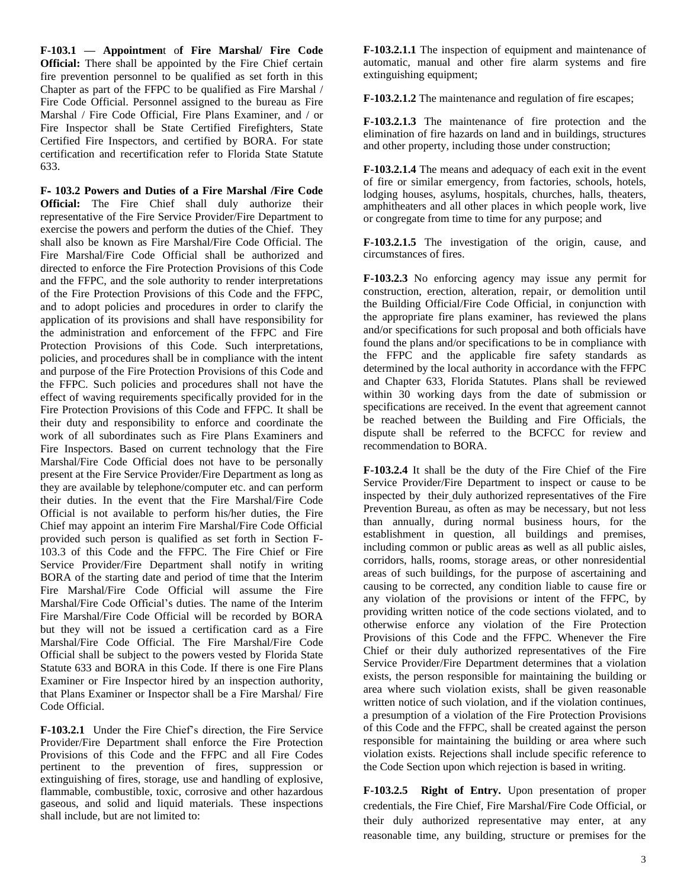**F-103.1 — Appointment of Fire Marshal/ Fire Code Official:** There shall be appointed by the Fire Chief certain fire prevention personnel to be qualified as set forth in this Chapter as part of the FFPC to be qualified as Fire Marshal / Fire Code Official. Personnel assigned to the bureau as Fire Marshal / Fire Code Official, Fire Plans Examiner, and / or Fire Inspector shall be State Certified Firefighters, State Certified Fire Inspectors, and certified by BORA. For state certification and recertification refer to Florida State Statute 633.

**F- 103.2 Powers and Duties of a Fire Marshal /Fire Code Official:** The Fire Chief shall duly authorize their representative of the Fire Service Provider/Fire Department to exercise the powers and perform the duties of the Chief. They shall also be known as Fire Marshal/Fire Code Official. The Fire Marshal/Fire Code Official shall be authorized and directed to enforce the Fire Protection Provisions of this Code and the FFPC, and the sole authority to render interpretations of the Fire Protection Provisions of this Code and the FFPC, and to adopt policies and procedures in order to clarify the application of its provisions and shall have responsibility for the administration and enforcement of the FFPC and Fire Protection Provisions of this Code. Such interpretations, policies, and procedures shall be in compliance with the intent and purpose of the Fire Protection Provisions of this Code and the FFPC. Such policies and procedures shall not have the effect of waving requirements specifically provided for in the Fire Protection Provisions of this Code and FFPC. It shall be their duty and responsibility to enforce and coordinate the work of all subordinates such as Fire Plans Examiners and Fire Inspectors. Based on current technology that the Fire Marshal/Fire Code Official does not have to be personally present at the Fire Service Provider/Fire Department as long as they are available by telephone/computer etc. and can perform their duties. In the event that the Fire Marshal/Fire Code Official is not available to perform his/her duties, the Fire Chief may appoint an interim Fire Marshal/Fire Code Official provided such person is qualified as set forth in Section F-103.3 of this Code and the FFPC. The Fire Chief or Fire Service Provider/Fire Department shall notify in writing BORA of the starting date and period of time that the Interim Fire Marshal/Fire Code Official will assume the Fire Marshal/Fire Code Official's duties. The name of the Interim Fire Marshal/Fire Code Official will be recorded by BORA but they will not be issued a certification card as a Fire Marshal/Fire Code Official. The Fire Marshal/Fire Code Official shall be subject to the powers vested by Florida State Statute 633 and BORA in this Code. If there is one Fire Plans Examiner or Fire Inspector hired by an inspection authority, that Plans Examiner or Inspector shall be a Fire Marshal/ Fire Code Official.

**F-103.2.1** Under the Fire Chief's direction, the Fire Service Provider/Fire Department shall enforce the Fire Protection Provisions of this Code and the FFPC and all Fire Codes pertinent to the prevention of fires, suppression or extinguishing of fires, storage, use and handling of explosive, flammable, combustible, toxic, corrosive and other hazardous gaseous, and solid and liquid materials. These inspections shall include, but are not limited to:

**F-103.2.1.1** The inspection of equipment and maintenance of automatic, manual and other fire alarm systems and fire extinguishing equipment;

**F-103.2.1.2** The maintenance and regulation of fire escapes;

**F-103.2.1.3** The maintenance of fire protection and the elimination of fire hazards on land and in buildings, structures and other property, including those under construction;

**F-103.2.1.4** The means and adequacy of each exit in the event of fire or similar emergency, from factories, schools, hotels, lodging houses, asylums, hospitals, churches, halls, theaters, amphitheaters and all other places in which people work, live or congregate from time to time for any purpose; and

**F-103.2.1.5** The investigation of the origin, cause, and circumstances of fires.

**F-103.2.3** No enforcing agency may issue any permit for construction, erection, alteration, repair, or demolition until the Building Official/Fire Code Official, in conjunction with the appropriate fire plans examiner, has reviewed the plans and/or specifications for such proposal and both officials have found the plans and/or specifications to be in compliance with the FFPC and the applicable fire safety standards as determined by the local authority in accordance with the FFPC and Chapter 633, Florida Statutes. Plans shall be reviewed within 30 working days from the date of submission or specifications are received. In the event that agreement cannot be reached between the Building and Fire Officials, the dispute shall be referred to the BCFCC for review and recommendation to BORA.

**F-103.2.4** It shall be the duty of the Fire Chief of the Fire Service Provider/Fire Department to inspect or cause to be inspected by their duly authorized representatives of the Fire Prevention Bureau, as often as may be necessary, but not less than annually, during normal business hours, for the establishment in question, all buildings and premises, including common or public areas as well as all public aisles, corridors, halls, rooms, storage areas, or other nonresidential areas of such buildings, for the purpose of ascertaining and causing to be corrected, any condition liable to cause fire or any violation of the provisions or intent of the FFPC, by providing written notice of the code sections violated, and to otherwise enforce any violation of the Fire Protection Provisions of this Code and the FFPC. Whenever the Fire Chief or their duly authorized representatives of the Fire Service Provider/Fire Department determines that a violation exists, the person responsible for maintaining the building or area where such violation exists, shall be given reasonable written notice of such violation, and if the violation continues, a presumption of a violation of the Fire Protection Provisions of this Code and the FFPC, shall be created against the person responsible for maintaining the building or area where such violation exists. Rejections shall include specific reference to the Code Section upon which rejection is based in writing.

**F-103.2.5 Right of Entry.** Upon presentation of proper credentials, the Fire Chief, Fire Marshal/Fire Code Official, or their duly authorized representative may enter, at any reasonable time, any building, structure or premises for the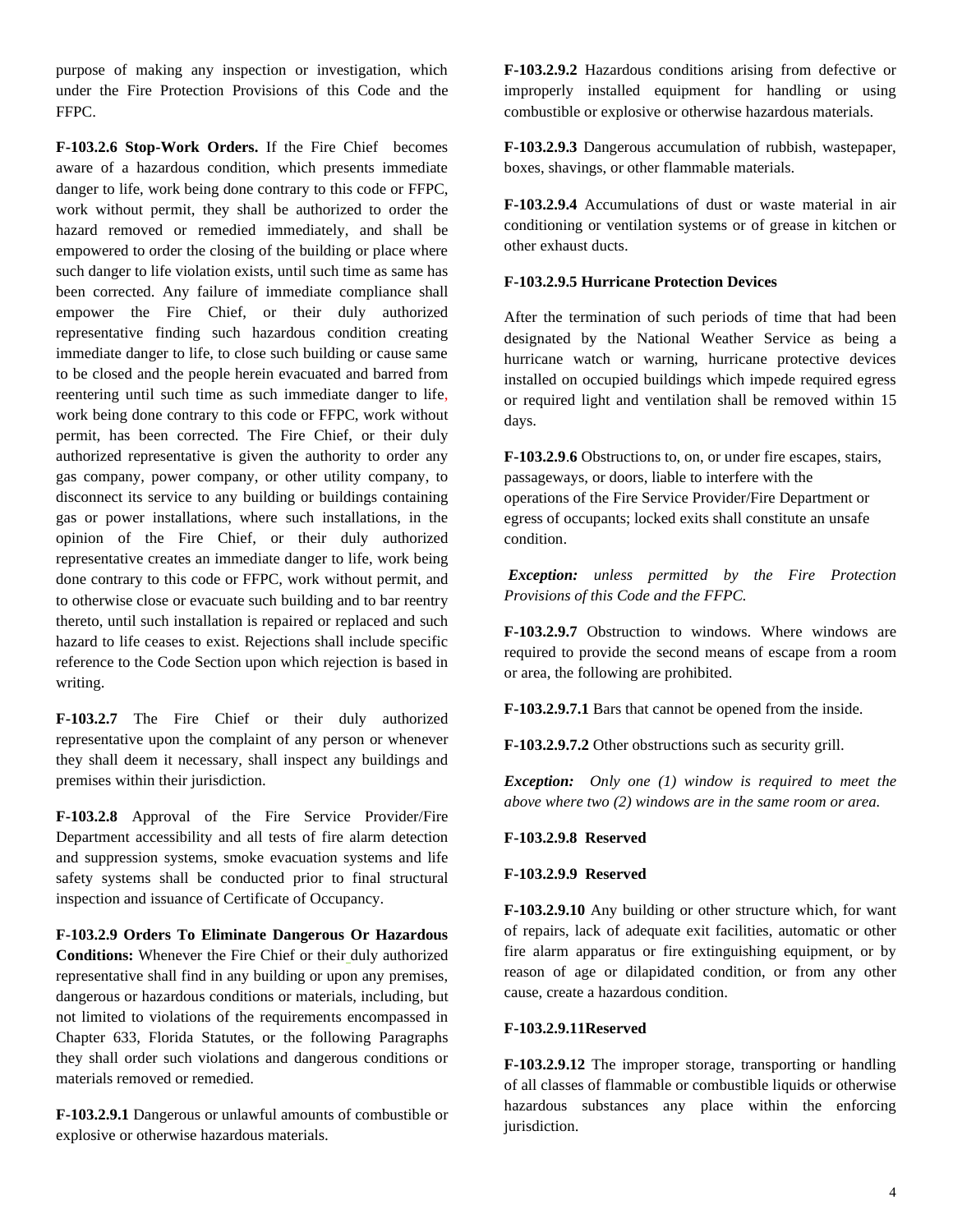purpose of making any inspection or investigation, which under the Fire Protection Provisions of this Code and the FFPC.

**F-103.2.6 Stop-Work Orders.** If the Fire Chief becomes aware of a hazardous condition, which presents immediate danger to life, work being done contrary to this code or FFPC, work without permit, they shall be authorized to order the hazard removed or remedied immediately, and shall be empowered to order the closing of the building or place where such danger to life violation exists, until such time as same has been corrected. Any failure of immediate compliance shall empower the Fire Chief, or their duly authorized representative finding such hazardous condition creating immediate danger to life, to close such building or cause same to be closed and the people herein evacuated and barred from reentering until such time as such immediate danger to life, work being done contrary to this code or FFPC, work without permit, has been corrected. The Fire Chief, or their duly authorized representative is given the authority to order any gas company, power company, or other utility company, to disconnect its service to any building or buildings containing gas or power installations, where such installations, in the opinion of the Fire Chief, or their duly authorized representative creates an immediate danger to life, work being done contrary to this code or FFPC, work without permit, and to otherwise close or evacuate such building and to bar reentry thereto, until such installation is repaired or replaced and such hazard to life ceases to exist. Rejections shall include specific reference to the Code Section upon which rejection is based in writing.

**F-103.2.7** The Fire Chief or their duly authorized representative upon the complaint of any person or whenever they shall deem it necessary, shall inspect any buildings and premises within their jurisdiction.

**F-103.2.8** Approval of the Fire Service Provider/Fire Department accessibility and all tests of fire alarm detection and suppression systems, smoke evacuation systems and life safety systems shall be conducted prior to final structural inspection and issuance of Certificate of Occupancy.

**F-103.2.9 Orders To Eliminate Dangerous Or Hazardous Conditions:** Whenever the Fire Chief or their duly authorized representative shall find in any building or upon any premises, dangerous or hazardous conditions or materials, including, but not limited to violations of the requirements encompassed in Chapter 633, Florida Statutes, or the following Paragraphs they shall order such violations and dangerous conditions or materials removed or remedied.

**F-103.2.9.1** Dangerous or unlawful amounts of combustible or explosive or otherwise hazardous materials.

**F-103.2.9.2** Hazardous conditions arising from defective or improperly installed equipment for handling or using combustible or explosive or otherwise hazardous materials.

**F-103.2.9.3** Dangerous accumulation of rubbish, wastepaper, boxes, shavings, or other flammable materials.

**F-103.2.9.4** Accumulations of dust or waste material in air conditioning or ventilation systems or of grease in kitchen or other exhaust ducts.

**F-103.2.9.5 Hurricane Protection Devices**

After the termination of such periods of time that had been designated by the National Weather Service as being a hurricane watch or warning, hurricane protective devices installed on occupied buildings which impede required egress or required light and ventilation shall be removed within 15 days.

**F-103.2.9.6** Obstructions to, on, or under fire escapes, stairs, passageways, or doors, liable to interfere with the operations of the Fire Service Provider/Fire Department or egress of occupants; locked exits shall constitute an unsafe condition.

***Exception:*** *unless permitted by the Fire Protection Provisions of this Code and the FFPC.*

**F-103.2.9.7** Obstruction to windows. Where windows are required to provide the second means of escape from a room or area, the following are prohibited.

**F-103.2.9.7.1** Bars that cannot be opened from the inside.

**F-103.2.9.7.2** Other obstructions such as security grill.

***Exception:*** *Only one (1) window is required to meet the above where two (2) windows are in the same room or area.*

**F-103.2.9.8 Reserved**

**F-103.2.9.9 Reserved**

**F-103.2.9.10** Any building or other structure which, for want of repairs, lack of adequate exit facilities, automatic or other fire alarm apparatus or fire extinguishing equipment, or by reason of age or dilapidated condition, or from any other cause, create a hazardous condition.

**F-103.2.9.11Reserved**

**F-103.2.9.12** The improper storage, transporting or handling of all classes of flammable or combustible liquids or otherwise hazardous substances any place within the enforcing jurisdiction.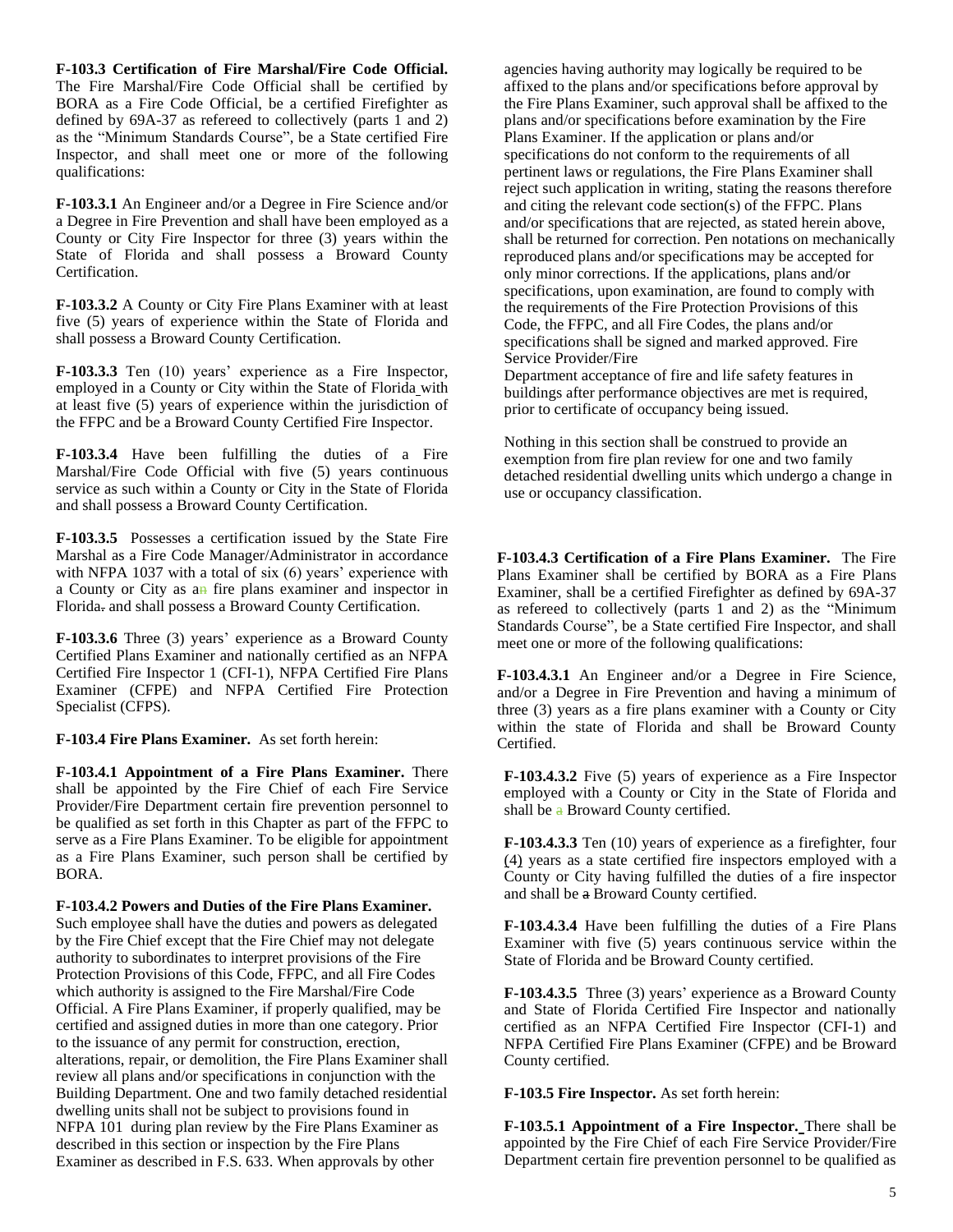**F-103.3 Certification of Fire Marshal/Fire Code Official.** The Fire Marshal/Fire Code Official shall be certified by BORA as a Fire Code Official, be a certified Firefighter as defined by 69A-37 as refereed to collectively (parts 1 and 2) as the "Minimum Standards Course", be a State certified Fire Inspector, and shall meet one or more of the following qualifications:

**F-103.3.1** An Engineer and/or a Degree in Fire Science and/or a Degree in Fire Prevention and shall have been employed as a County or City Fire Inspector for three (3) years within the State of Florida and shall possess a Broward County Certification.

**F-103.3.2** A County or City Fire Plans Examiner with at least five (5) years of experience within the State of Florida and shall possess a Broward County Certification.

**F-103.3.3** Ten (10) years' experience as a Fire Inspector, employed in a County or City within the State of Florida with at least five (5) years of experience within the jurisdiction of the FFPC and be a Broward County Certified Fire Inspector.

**F-103.3.4** Have been fulfilling the duties of a Fire Marshal/Fire Code Official with five (5) years continuous service as such within a County or City in the State of Florida and shall possess a Broward County Certification.

**F-103.3.5** Possesses a certification issued by the State Fire Marshal as a Fire Code Manager/Administrator in accordance with NFPA 1037 with a total of six (6) years' experience with a County or City as an fire plans examiner and inspector in Florida. and shall possess a Broward County Certification.

**F-103.3.6** Three (3) years' experience as a Broward County Certified Plans Examiner and nationally certified as an NFPA Certified Fire Inspector 1 (CFI-1), NFPA Certified Fire Plans Examiner (CFPE) and NFPA Certified Fire Protection Specialist (CFPS).

**F-103.4 Fire Plans Examiner.** As set forth herein:

**F-103.4.1 Appointment of a Fire Plans Examiner.** There shall be appointed by the Fire Chief of each Fire Service Provider/Fire Department certain fire prevention personnel to be qualified as set forth in this Chapter as part of the FFPC to serve as a Fire Plans Examiner. To be eligible for appointment as a Fire Plans Examiner, such person shall be certified by BORA.

**F-103.4.2 Powers and Duties of the Fire Plans Examiner.** Such employee shall have the duties and powers as delegated by the Fire Chief except that the Fire Chief may not delegate authority to subordinates to interpret provisions of the Fire Protection Provisions of this Code, FFPC, and all Fire Codes which authority is assigned to the Fire Marshal/Fire Code Official. A Fire Plans Examiner, if properly qualified, may be certified and assigned duties in more than one category. Prior to the issuance of any permit for construction, erection, alterations, repair, or demolition, the Fire Plans Examiner shall review all plans and/or specifications in conjunction with the Building Department. One and two family detached residential dwelling units shall not be subject to provisions found in NFPA 101 during plan review by the Fire Plans Examiner as described in this section or inspection by the Fire Plans Examiner as described in F.S. 633. When approvals by other agencies having authority may logically be required to be affixed to the plans and/or specifications before approval by the Fire Plans Examiner, such approval shall be affixed to the plans and/or specifications before examination by the Fire Plans Examiner. If the application or plans and/or specifications do not conform to the requirements of all pertinent laws or regulations, the Fire Plans Examiner shall reject such application in writing, stating the reasons therefore and citing the relevant code section(s) of the FFPC. Plans and/or specifications that are rejected, as stated herein above, shall be returned for correction. Pen notations on mechanically reproduced plans and/or specifications may be accepted for only minor corrections. If the applications, plans and/or specifications, upon examination, are found to comply with the requirements of the Fire Protection Provisions of this Code, the FFPC, and all Fire Codes, the plans and/or specifications shall be signed and marked approved. Fire Service Provider/Fire Department acceptance of fire and life safety features in buildings after performance objectives are met is required, prior to certificate of occupancy being issued.

Nothing in this section shall be construed to provide an exemption from fire plan review for one and two family detached residential dwelling units which undergo a change in use or occupancy classification.

**F-103.4.3 Certification of a Fire Plans Examiner.** The Fire Plans Examiner shall be certified by BORA as a Fire Plans Examiner, shall be a certified Firefighter as defined by 69A-37 as refereed to collectively (parts 1 and 2) as the "Minimum Standards Course", be a State certified Fire Inspector, and shall meet one or more of the following qualifications:

**F-103.4.3.1** An Engineer and/or a Degree in Fire Science, and/or a Degree in Fire Prevention and having a minimum of three (3) years as a fire plans examiner with a County or City within the state of Florida and shall be Broward County Certified.

**F-103.4.3.2** Five (5) years of experience as a Fire Inspector employed with a County or City in the State of Florida and shall be a Broward County certified.

**F-103.4.3.3** Ten (10) years of experience as a firefighter, four (4) years as a state certified fire inspectors employed with a County or City having fulfilled the duties of a fire inspector and shall be a Broward County certified.

**F-103.4.3.4** Have been fulfilling the duties of a Fire Plans Examiner with five (5) years continuous service within the State of Florida and be Broward County certified.

**F-103.4.3.5** Three (3) years' experience as a Broward County and State of Florida Certified Fire Inspector and nationally certified as an NFPA Certified Fire Inspector (CFI-1) and NFPA Certified Fire Plans Examiner (CFPE) and be Broward County certified.

**F-103.5 Fire Inspector.** As set forth herein:

**F-103.5.1 Appointment of a Fire Inspector.** There shall be appointed by the Fire Chief of each Fire Service Provider/Fire Department certain fire prevention personnel to be qualified as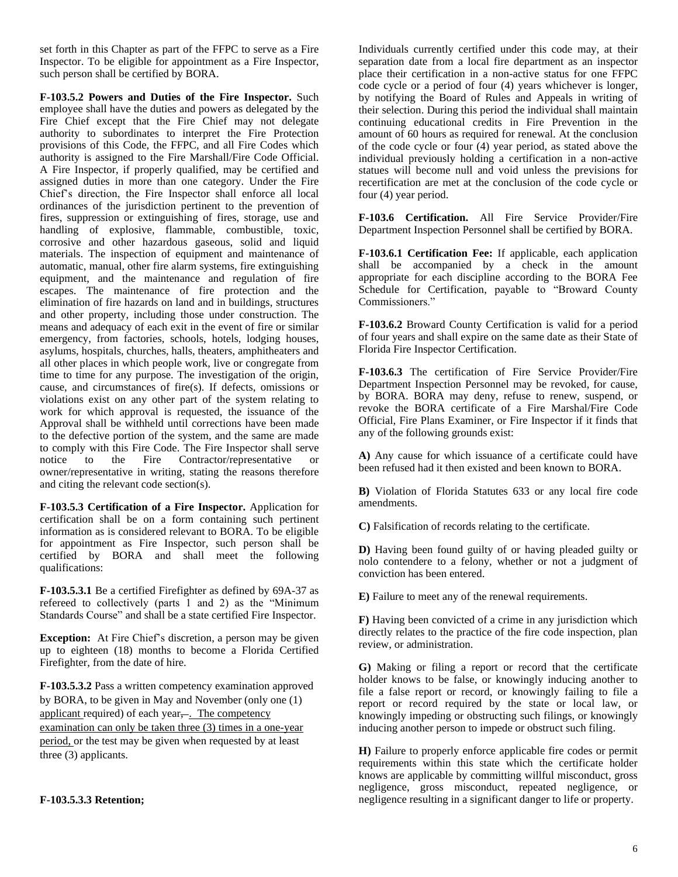set forth in this Chapter as part of the FFPC to serve as a Fire Inspector. To be eligible for appointment as a Fire Inspector, such person shall be certified by BORA.

**F-103.5.2 Powers and Duties of the Fire Inspector.** Such employee shall have the duties and powers as delegated by the Fire Chief except that the Fire Chief may not delegate authority to subordinates to interpret the Fire Protection provisions of this Code, the FFPC, and all Fire Codes which authority is assigned to the Fire Marshall/Fire Code Official. A Fire Inspector, if properly qualified, may be certified and assigned duties in more than one category. Under the Fire Chief's direction, the Fire Inspector shall enforce all local ordinances of the jurisdiction pertinent to the prevention of fires, suppression or extinguishing of fires, storage, use and handling of explosive, flammable, combustible, toxic, corrosive and other hazardous gaseous, solid and liquid materials. The inspection of equipment and maintenance of automatic, manual, other fire alarm systems, fire extinguishing equipment, and the maintenance and regulation of fire escapes. The maintenance of fire protection and the elimination of fire hazards on land and in buildings, structures and other property, including those under construction. The means and adequacy of each exit in the event of fire or similar emergency, from factories, schools, hotels, lodging houses, asylums, hospitals, churches, halls, theaters, amphitheaters and all other places in which people work, live or congregate from time to time for any purpose. The investigation of the origin, cause, and circumstances of fire(s). If defects, omissions or violations exist on any other part of the system relating to work for which approval is requested, the issuance of the Approval shall be withheld until corrections have been made to the defective portion of the system, and the same are made to comply with this Fire Code. The Fire Inspector shall serve notice to the Fire Contractor/representative or owner/representative in writing, stating the reasons therefore and citing the relevant code section(s).

**F-103.5.3 Certification of a Fire Inspector.** Application for certification shall be on a form containing such pertinent information as is considered relevant to BORA. To be eligible for appointment as Fire Inspector, such person shall be certified by BORA and shall meet the following qualifications:

**F-103.5.3.1** Be a certified Firefighter as defined by 69A-37 as refereed to collectively (parts 1 and 2) as the "Minimum Standards Course" and shall be a state certified Fire Inspector.

**Exception:** At Fire Chief's discretion, a person may be given up to eighteen (18) months to become a Florida Certified Firefighter, from the date of hire.

**F-103.5.3.2** Pass a written competency examination approved by BORA, to be given in May and November (only one (1) applicant required) of each year~~,~~. The competency examination can only be taken three (3) times in a one-year period, or the test may be given when requested by at least three (3) applicants.

**F-103.5.3.3 Retention;**

Individuals currently certified under this code may, at their separation date from a local fire department as an inspector place their certification in a non-active status for one FFPC code cycle or a period of four (4) years whichever is longer, by notifying the Board of Rules and Appeals in writing of their selection. During this period the individual shall maintain continuing educational credits in Fire Prevention in the amount of 60 hours as required for renewal. At the conclusion of the code cycle or four (4) year period, as stated above the individual previously holding a certification in a non-active statues will become null and void unless the previsions for recertification are met at the conclusion of the code cycle or four (4) year period.

**F-103.6 Certification.** All Fire Service Provider/Fire Department Inspection Personnel shall be certified by BORA.

**F-103.6.1 Certification Fee:** If applicable, each application shall be accompanied by a check in the amount appropriate for each discipline according to the BORA Fee Schedule for Certification, payable to "Broward County Commissioners."

**F-103.6.2** Broward County Certification is valid for a period of four years and shall expire on the same date as their State of Florida Fire Inspector Certification.

**F-103.6.3** The certification of Fire Service Provider/Fire Department Inspection Personnel may be revoked, for cause, by BORA. BORA may deny, refuse to renew, suspend, or revoke the BORA certificate of a Fire Marshal/Fire Code Official, Fire Plans Examiner, or Fire Inspector if it finds that any of the following grounds exist:

**A)** Any cause for which issuance of a certificate could have been refused had it then existed and been known to BORA.

**B)** Violation of Florida Statutes 633 or any local fire code amendments.

**C)** Falsification of records relating to the certificate.

**D)** Having been found guilty of or having pleaded guilty or nolo contendere to a felony, whether or not a judgment of conviction has been entered.

**E)** Failure to meet any of the renewal requirements.

**F)** Having been convicted of a crime in any jurisdiction which directly relates to the practice of the fire code inspection, plan review, or administration.

**G)** Making or filing a report or record that the certificate holder knows to be false, or knowingly inducing another to file a false report or record, or knowingly failing to file a report or record required by the state or local law, or knowingly impeding or obstructing such filings, or knowingly inducing another person to impede or obstruct such filing.

**H)** Failure to properly enforce applicable fire codes or permit requirements within this state which the certificate holder knows are applicable by committing willful misconduct, gross negligence, gross misconduct, repeated negligence, or negligence resulting in a significant danger to life or property.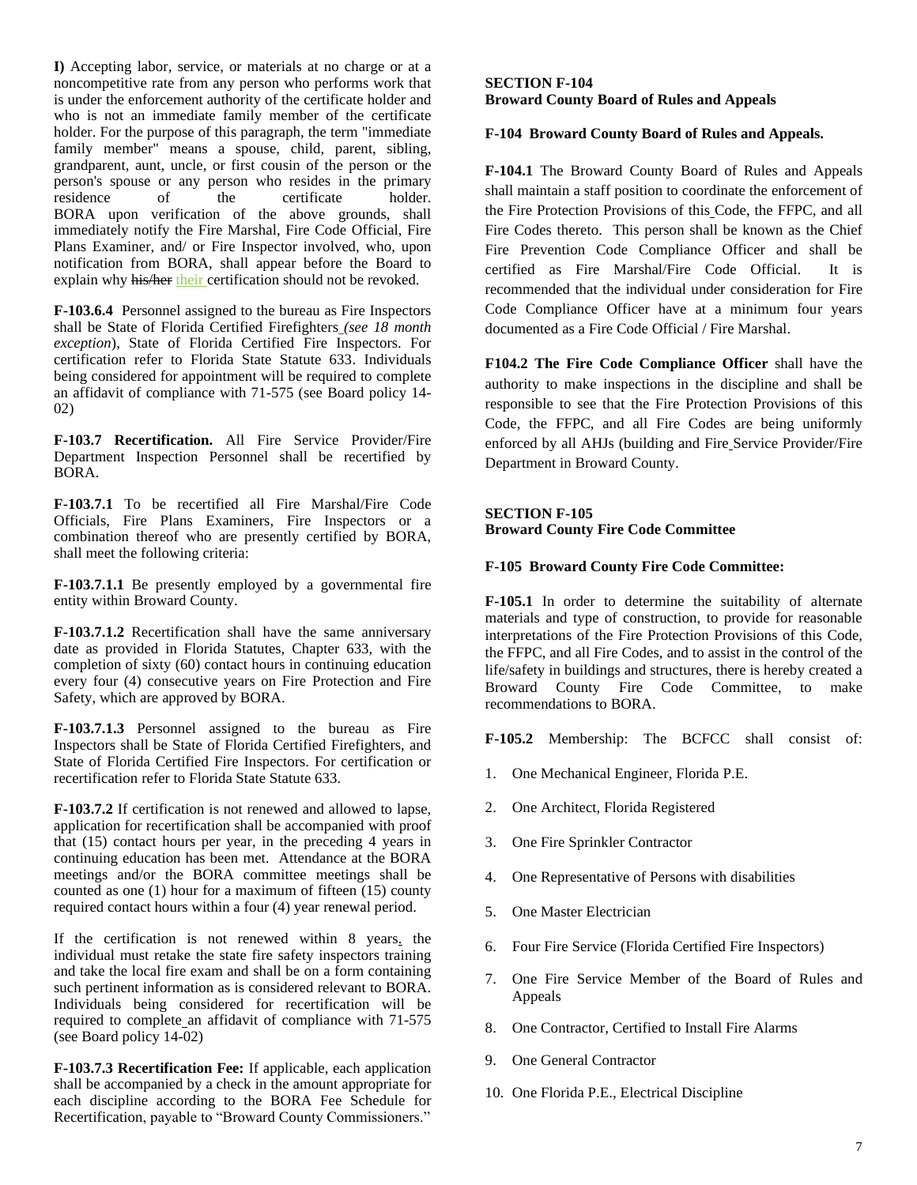**I)** Accepting labor, service, or materials at no charge or at a noncompetitive rate from any person who performs work that is under the enforcement authority of the certificate holder and who is not an immediate family member of the certificate holder. For the purpose of this paragraph, the term "immediate family member" means a spouse, child, parent, sibling, grandparent, aunt, uncle, or first cousin of the person or the person's spouse or any person who resides in the primary residence of the certificate holder. BORA upon verification of the above grounds, shall immediately notify the Fire Marshal, Fire Code Official, Fire Plans Examiner, and/ or Fire Inspector involved, who, upon notification from BORA, shall appear before the Board to explain why ~~his/her~~ their certification should not be revoked.

**F-103.6.4** Personnel assigned to the bureau as Fire Inspectors shall be State of Florida Certified Firefighters *(see 18 month exception*), State of Florida Certified Fire Inspectors. For certification refer to Florida State Statute 633. Individuals being considered for appointment will be required to complete an affidavit of compliance with 71-575 (see Board policy 14-02)

**F-103.7 Recertification.** All Fire Service Provider/Fire Department Inspection Personnel shall be recertified by BORA.

**F-103.7.1** To be recertified all Fire Marshal/Fire Code Officials, Fire Plans Examiners, Fire Inspectors or a combination thereof who are presently certified by BORA, shall meet the following criteria:

**F-103.7.1.1** Be presently employed by a governmental fire entity within Broward County.

**F-103.7.1.2** Recertification shall have the same anniversary date as provided in Florida Statutes, Chapter 633, with the completion of sixty (60) contact hours in continuing education every four (4) consecutive years on Fire Protection and Fire Safety, which are approved by BORA.

**F-103.7.1.3** Personnel assigned to the bureau as Fire Inspectors shall be State of Florida Certified Firefighters, and State of Florida Certified Fire Inspectors. For certification or recertification refer to Florida State Statute 633.

**F-103.7.2** If certification is not renewed and allowed to lapse, application for recertification shall be accompanied with proof that (15) contact hours per year, in the preceding 4 years in continuing education has been met. Attendance at the BORA meetings and/or the BORA committee meetings shall be counted as one (1) hour for a maximum of fifteen (15) county required contact hours within a four (4) year renewal period.

If the certification is not renewed within 8 years, the individual must retake the state fire safety inspectors training and take the local fire exam and shall be on a form containing such pertinent information as is considered relevant to BORA. Individuals being considered for recertification will be required to complete an affidavit of compliance with 71-575 (see Board policy 14-02)

**F-103.7.3 Recertification Fee:** If applicable, each application shall be accompanied by a check in the amount appropriate for each discipline according to the BORA Fee Schedule for Recertification, payable to "Broward County Commissioners."

## SECTION F-104
## Broward County Board of Rules and Appeals

**F-104 Broward County Board of Rules and Appeals.**

**F-104.1** The Broward County Board of Rules and Appeals shall maintain a staff position to coordinate the enforcement of the Fire Protection Provisions of this Code, the FFPC, and all Fire Codes thereto. This person shall be known as the Chief Fire Prevention Code Compliance Officer and shall be certified as Fire Marshal/Fire Code Official. It is recommended that the individual under consideration for Fire Code Compliance Officer have at a minimum four years documented as a Fire Code Official / Fire Marshal.

**F104.2 The Fire Code Compliance Officer** shall have the authority to make inspections in the discipline and shall be responsible to see that the Fire Protection Provisions of this Code, the FFPC, and all Fire Codes are being uniformly enforced by all AHJs (building and Fire Service Provider/Fire Department in Broward County.

## SECTION F-105
## Broward County Fire Code Committee

**F-105 Broward County Fire Code Committee:**

**F-105.1** In order to determine the suitability of alternate materials and type of construction, to provide for reasonable interpretations of the Fire Protection Provisions of this Code, the FFPC, and all Fire Codes, and to assist in the control of the life/safety in buildings and structures, there is hereby created a Broward County Fire Code Committee, to make recommendations to BORA.

**F-105.2** Membership: The BCFCC shall consist of:

1. One Mechanical Engineer, Florida P.E.
2. One Architect, Florida Registered
3. One Fire Sprinkler Contractor
4. One Representative of Persons with disabilities
5. One Master Electrician
6. Four Fire Service (Florida Certified Fire Inspectors)
7. One Fire Service Member of the Board of Rules and Appeals
8. One Contractor, Certified to Install Fire Alarms
9. One General Contractor
10. One Florida P.E., Electrical Discipline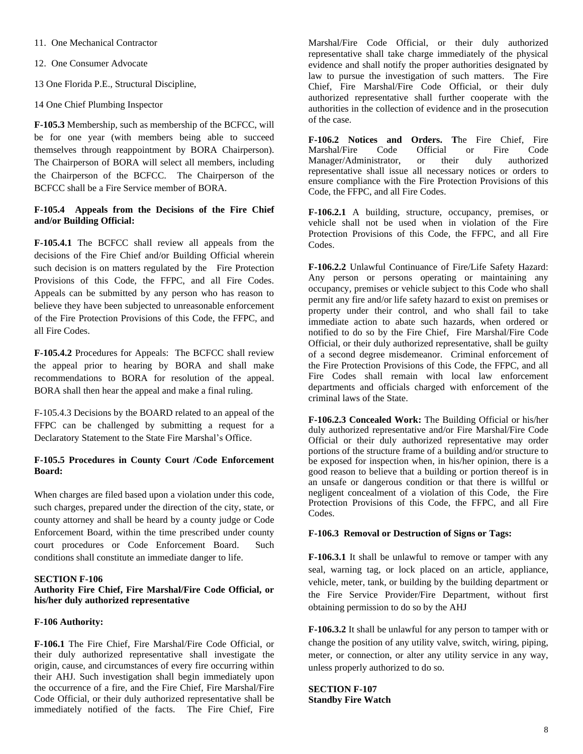11. One Mechanical Contractor

12. One Consumer Advocate

13 One Florida P.E., Structural Discipline,

14 One Chief Plumbing Inspector

**F-105.3** Membership, such as membership of the BCFCC, will be for one year (with members being able to succeed themselves through reappointment by BORA Chairperson). The Chairperson of BORA will select all members, including the Chairperson of the BCFCC. The Chairperson of the BCFCC shall be a Fire Service member of BORA.

**F-105.4 Appeals from the Decisions of the Fire Chief and/or Building Official:**

**F-105.4.1** The BCFCC shall review all appeals from the decisions of the Fire Chief and/or Building Official wherein such decision is on matters regulated by the Fire Protection Provisions of this Code, the FFPC, and all Fire Codes. Appeals can be submitted by any person who has reason to believe they have been subjected to unreasonable enforcement of the Fire Protection Provisions of this Code, the FFPC, and all Fire Codes.

**F-105.4.2** Procedures for Appeals: The BCFCC shall review the appeal prior to hearing by BORA and shall make recommendations to BORA for resolution of the appeal. BORA shall then hear the appeal and make a final ruling.

F-105.4.3 Decisions by the BOARD related to an appeal of the FFPC can be challenged by submitting a request for a Declaratory Statement to the State Fire Marshal's Office.

**F-105.5 Procedures in County Court /Code Enforcement Board:**

When charges are filed based upon a violation under this code, such charges, prepared under the direction of the city, state, or county attorney and shall be heard by a county judge or Code Enforcement Board, within the time prescribed under county court procedures or Code Enforcement Board. Such conditions shall constitute an immediate danger to life.

## SECTION F-106
## Authority Fire Chief, Fire Marshal/Fire Code Official, or his/her duly authorized representative

**F-106 Authority:**

**F-106.1** The Fire Chief, Fire Marshal/Fire Code Official, or their duly authorized representative shall investigate the origin, cause, and circumstances of every fire occurring within their AHJ. Such investigation shall begin immediately upon the occurrence of a fire, and the Fire Chief, Fire Marshal/Fire Code Official, or their duly authorized representative shall be immediately notified of the facts. The Fire Chief, Fire Marshal/Fire Code Official, or their duly authorized representative shall take charge immediately of the physical evidence and shall notify the proper authorities designated by law to pursue the investigation of such matters. The Fire Chief, Fire Marshal/Fire Code Official, or their duly authorized representative shall further cooperate with the authorities in the collection of evidence and in the prosecution of the case.

**F-106.2 Notices and Orders. T**he Fire Chief, Fire Marshal/Fire Code Official or Fire Code Manager/Administrator, or their duly authorized representative shall issue all necessary notices or orders to ensure compliance with the Fire Protection Provisions of this Code, the FFPC, and all Fire Codes.

**F-106.2.1** A building, structure, occupancy, premises, or vehicle shall not be used when in violation of the Fire Protection Provisions of this Code, the FFPC, and all Fire Codes.

**F-106.2.2** Unlawful Continuance of Fire/Life Safety Hazard: Any person or persons operating or maintaining any occupancy, premises or vehicle subject to this Code who shall permit any fire and/or life safety hazard to exist on premises or property under their control, and who shall fail to take immediate action to abate such hazards, when ordered or notified to do so by the Fire Chief, Fire Marshal/Fire Code Official, or their duly authorized representative, shall be guilty of a second degree misdemeanor. Criminal enforcement of the Fire Protection Provisions of this Code, the FFPC, and all Fire Codes shall remain with local law enforcement departments and officials charged with enforcement of the criminal laws of the State.

**F-106.2.3 Concealed Work:** The Building Official or his/her duly authorized representative and/or Fire Marshal/Fire Code Official or their duly authorized representative may order portions of the structure frame of a building and/or structure to be exposed for inspection when, in his/her opinion, there is a good reason to believe that a building or portion thereof is in an unsafe or dangerous condition or that there is willful or negligent concealment of a violation of this Code, the Fire Protection Provisions of this Code, the FFPC, and all Fire Codes.

**F-106.3 Removal or Destruction of Signs or Tags:**

**F-106.3.1** It shall be unlawful to remove or tamper with any seal, warning tag, or lock placed on an article, appliance, vehicle, meter, tank, or building by the building department or the Fire Service Provider/Fire Department, without first obtaining permission to do so by the AHJ

**F-106.3.2** It shall be unlawful for any person to tamper with or change the position of any utility valve, switch, wiring, piping, meter, or connection, or alter any utility service in any way, unless properly authorized to do so.

## SECTION F-107
## Standby Fire Watch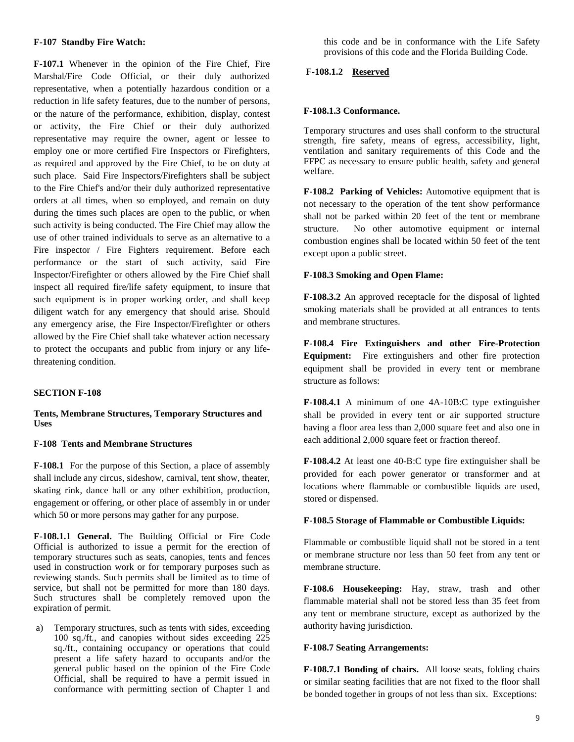**F-107 Standby Fire Watch:**

**F-107.1** Whenever in the opinion of the Fire Chief, Fire Marshal/Fire Code Official, or their duly authorized representative, when a potentially hazardous condition or a reduction in life safety features, due to the number of persons, or the nature of the performance, exhibition, display, contest or activity, the Fire Chief or their duly authorized representative may require the owner, agent or lessee to employ one or more certified Fire Inspectors or Firefighters, as required and approved by the Fire Chief, to be on duty at such place. Said Fire Inspectors/Firefighters shall be subject to the Fire Chief's and/or their duly authorized representative orders at all times, when so employed, and remain on duty during the times such places are open to the public, or when such activity is being conducted. The Fire Chief may allow the use of other trained individuals to serve as an alternative to a Fire inspector / Fire Fighters requirement. Before each performance or the start of such activity, said Fire Inspector/Firefighter or others allowed by the Fire Chief shall inspect all required fire/life safety equipment, to insure that such equipment is in proper working order, and shall keep diligent watch for any emergency that should arise. Should any emergency arise, the Fire Inspector/Firefighter or others allowed by the Fire Chief shall take whatever action necessary to protect the occupants and public from injury or any life-threatening condition.

## SECTION F-108

### Tents, Membrane Structures, Temporary Structures and Uses

**F-108 Tents and Membrane Structures**

**F-108.1** For the purpose of this Section, a place of assembly shall include any circus, sideshow, carnival, tent show, theater, skating rink, dance hall or any other exhibition, production, engagement or offering, or other place of assembly in or under which 50 or more persons may gather for any purpose.

**F-108.1.1 General.** The Building Official or Fire Code Official is authorized to issue a permit for the erection of temporary structures such as seats, canopies, tents and fences used in construction work or for temporary purposes such as reviewing stands. Such permits shall be limited as to time of service, but shall not be permitted for more than 180 days. Such structures shall be completely removed upon the expiration of permit.

a) Temporary structures, such as tents with sides, exceeding 100 sq./ft., and canopies without sides exceeding 225 sq./ft., containing occupancy or operations that could present a life safety hazard to occupants and/or the general public based on the opinion of the Fire Code Official, shall be required to have a permit issued in conformance with permitting section of Chapter 1 and this code and be in conformance with the Life Safety provisions of this code and the Florida Building Code.

**F-108.1.2** **Reserved**

**F-108.1.3 Conformance.**

Temporary structures and uses shall conform to the structural strength, fire safety, means of egress, accessibility, light, ventilation and sanitary requirements of this Code and the FFPC as necessary to ensure public health, safety and general welfare.

**F-108.2 Parking of Vehicles:** Automotive equipment that is not necessary to the operation of the tent show performance shall not be parked within 20 feet of the tent or membrane structure. No other automotive equipment or internal combustion engines shall be located within 50 feet of the tent except upon a public street.

**F-108.3 Smoking and Open Flame:**

**F-108.3.2** An approved receptacle for the disposal of lighted smoking materials shall be provided at all entrances to tents and membrane structures.

**F-108.4 Fire Extinguishers and other Fire-Protection Equipment:** Fire extinguishers and other fire protection equipment shall be provided in every tent or membrane structure as follows:

**F-108.4.1** A minimum of one 4A-10B:C type extinguisher shall be provided in every tent or air supported structure having a floor area less than 2,000 square feet and also one in each additional 2,000 square feet or fraction thereof.

**F-108.4.2** At least one 40-B:C type fire extinguisher shall be provided for each power generator or transformer and at locations where flammable or combustible liquids are used, stored or dispensed.

**F-108.5 Storage of Flammable or Combustible Liquids:**

Flammable or combustible liquid shall not be stored in a tent or membrane structure nor less than 50 feet from any tent or membrane structure.

**F-108.6 Housekeeping:** Hay, straw, trash and other flammable material shall not be stored less than 35 feet from any tent or membrane structure, except as authorized by the authority having jurisdiction.

**F-108.7 Seating Arrangements:**

**F-108.7.1 Bonding of chairs.** All loose seats, folding chairs or similar seating facilities that are not fixed to the floor shall be bonded together in groups of not less than six. Exceptions: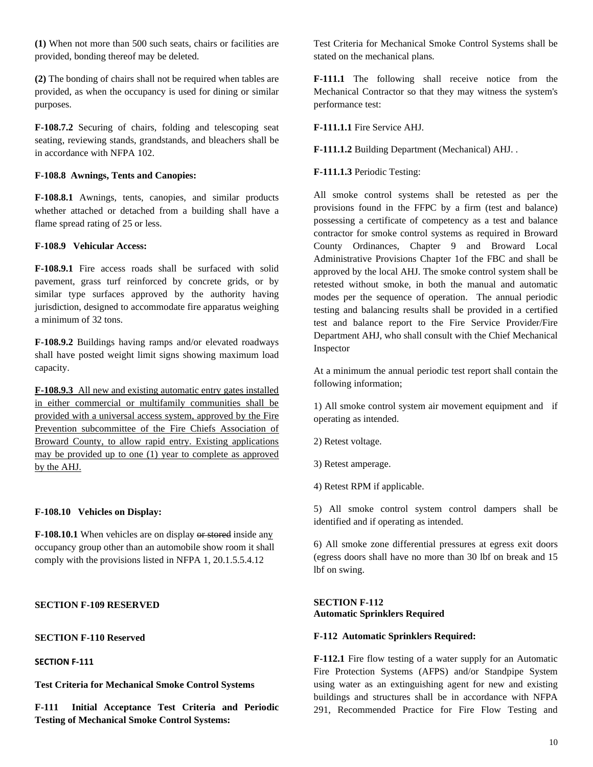**(1)** When not more than 500 such seats, chairs or facilities are provided, bonding thereof may be deleted.

**(2)** The bonding of chairs shall not be required when tables are provided, as when the occupancy is used for dining or similar purposes.

**F-108.7.2** Securing of chairs, folding and telescoping seat seating, reviewing stands, grandstands, and bleachers shall be in accordance with NFPA 102.

**F-108.8 Awnings, Tents and Canopies:**

**F-108.8.1** Awnings, tents, canopies, and similar products whether attached or detached from a building shall have a flame spread rating of 25 or less.

**F-108.9 Vehicular Access:**

**F-108.9.1** Fire access roads shall be surfaced with solid pavement, grass turf reinforced by concrete grids, or by similar type surfaces approved by the authority having jurisdiction, designed to accommodate fire apparatus weighing a minimum of 32 tons.

**F-108.9.2** Buildings having ramps and/or elevated roadways shall have posted weight limit signs showing maximum load capacity.

**F-108.9.3** All new and existing automatic entry gates installed in either commercial or multifamily communities shall be provided with a universal access system, approved by the Fire Prevention subcommittee of the Fire Chiefs Association of Broward County, to allow rapid entry. Existing applications may be provided up to one (1) year to complete as approved by the AHJ.

**F-108.10 Vehicles on Display:**

**F-108.10.1** When vehicles are on display ~~or stored~~ inside any occupancy group other than an automobile show room it shall comply with the provisions listed in NFPA 1, 20.1.5.5.4.12

**SECTION F-109 RESERVED**

**SECTION F-110 Reserved**

**SECTION F-111**

**Test Criteria for Mechanical Smoke Control Systems**

**F-111 Initial Acceptance Test Criteria and Periodic Testing of Mechanical Smoke Control Systems:**

Test Criteria for Mechanical Smoke Control Systems shall be stated on the mechanical plans.

**F-111.1** The following shall receive notice from the Mechanical Contractor so that they may witness the system's performance test:

**F-111.1.1** Fire Service AHJ.

**F-111.1.2** Building Department (Mechanical) AHJ. .

**F-111.1.3** Periodic Testing:

All smoke control systems shall be retested as per the provisions found in the FFPC by a firm (test and balance) possessing a certificate of competency as a test and balance contractor for smoke control systems as required in Broward County Ordinances, Chapter 9 and Broward Local Administrative Provisions Chapter 1of the FBC and shall be approved by the local AHJ. The smoke control system shall be retested without smoke, in both the manual and automatic modes per the sequence of operation. The annual periodic testing and balancing results shall be provided in a certified test and balance report to the Fire Service Provider/Fire Department AHJ, who shall consult with the Chief Mechanical Inspector

At a minimum the annual periodic test report shall contain the following information;

1) All smoke control system air movement equipment and if operating as intended.

2) Retest voltage.

3) Retest amperage.

4) Retest RPM if applicable.

5) All smoke control system control dampers shall be identified and if operating as intended.

6) All smoke zone differential pressures at egress exit doors (egress doors shall have no more than 30 lbf on break and 15 lbf on swing.

**SECTION F-112**
**Automatic Sprinklers Required**

**F-112 Automatic Sprinklers Required:**

**F-112.1** Fire flow testing of a water supply for an Automatic Fire Protection Systems (AFPS) and/or Standpipe System using water as an extinguishing agent for new and existing buildings and structures shall be in accordance with NFPA 291, Recommended Practice for Fire Flow Testing and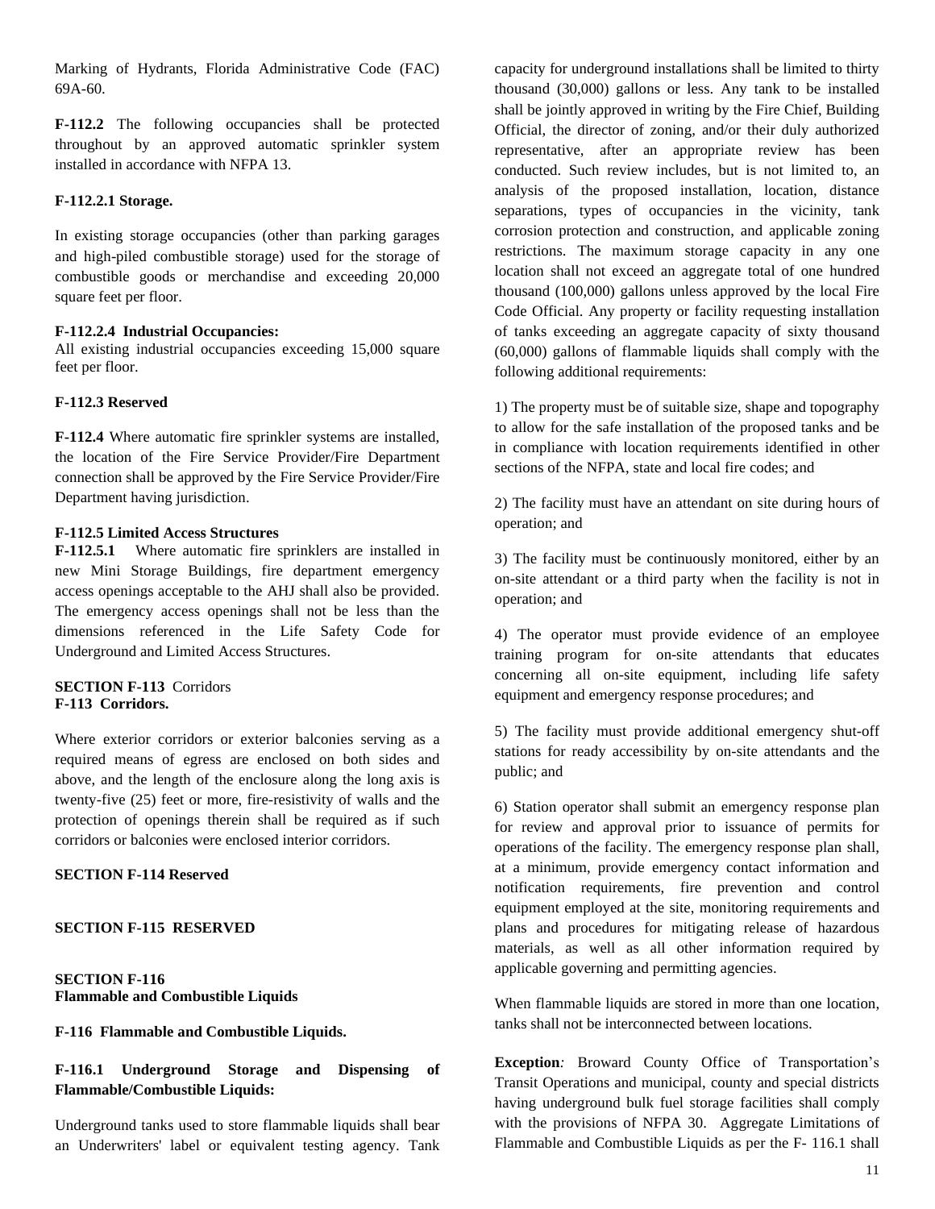Marking of Hydrants, Florida Administrative Code (FAC) 69A-60.

**F-112.2** The following occupancies shall be protected throughout by an approved automatic sprinkler system installed in accordance with NFPA 13.

**F-112.2.1 Storage.**

In existing storage occupancies (other than parking garages and high-piled combustible storage) used for the storage of combustible goods or merchandise and exceeding 20,000 square feet per floor.

**F-112.2.4 Industrial Occupancies:**
All existing industrial occupancies exceeding 15,000 square feet per floor.

**F-112.3 Reserved**

**F-112.4** Where automatic fire sprinkler systems are installed, the location of the Fire Service Provider/Fire Department connection shall be approved by the Fire Service Provider/Fire Department having jurisdiction.

**F-112.5 Limited Access Structures**
**F-112.5.1** Where automatic fire sprinklers are installed in new Mini Storage Buildings, fire department emergency access openings acceptable to the AHJ shall also be provided. The emergency access openings shall not be less than the dimensions referenced in the Life Safety Code for Underground and Limited Access Structures.

**SECTION F-113** Corridors
**F-113 Corridors.**

Where exterior corridors or exterior balconies serving as a required means of egress are enclosed on both sides and above, and the length of the enclosure along the long axis is twenty-five (25) feet or more, fire-resistivity of walls and the protection of openings therein shall be required as if such corridors or balconies were enclosed interior corridors.

**SECTION F-114 Reserved**

**SECTION F-115 RESERVED**

**SECTION F-116**
**Flammable and Combustible Liquids**

**F-116 Flammable and Combustible Liquids.**

**F-116.1 Underground Storage and Dispensing of Flammable/Combustible Liquids:**

Underground tanks used to store flammable liquids shall bear an Underwriters' label or equivalent testing agency. Tank capacity for underground installations shall be limited to thirty thousand (30,000) gallons or less. Any tank to be installed shall be jointly approved in writing by the Fire Chief, Building Official, the director of zoning, and/or their duly authorized representative, after an appropriate review has been conducted. Such review includes, but is not limited to, an analysis of the proposed installation, location, distance separations, types of occupancies in the vicinity, tank corrosion protection and construction, and applicable zoning restrictions. The maximum storage capacity in any one location shall not exceed an aggregate total of one hundred thousand (100,000) gallons unless approved by the local Fire Code Official. Any property or facility requesting installation of tanks exceeding an aggregate capacity of sixty thousand (60,000) gallons of flammable liquids shall comply with the following additional requirements:

1) The property must be of suitable size, shape and topography to allow for the safe installation of the proposed tanks and be in compliance with location requirements identified in other sections of the NFPA, state and local fire codes; and

2) The facility must have an attendant on site during hours of operation; and

3) The facility must be continuously monitored, either by an on-site attendant or a third party when the facility is not in operation; and

4) The operator must provide evidence of an employee training program for on-site attendants that educates concerning all on-site equipment, including life safety equipment and emergency response procedures; and

5) The facility must provide additional emergency shut-off stations for ready accessibility by on-site attendants and the public; and

6) Station operator shall submit an emergency response plan for review and approval prior to issuance of permits for operations of the facility. The emergency response plan shall, at a minimum, provide emergency contact information and notification requirements, fire prevention and control equipment employed at the site, monitoring requirements and plans and procedures for mitigating release of hazardous materials, as well as all other information required by applicable governing and permitting agencies.

When flammable liquids are stored in more than one location, tanks shall not be interconnected between locations.

**Exception***:* Broward County Office of Transportation's Transit Operations and municipal, county and special districts having underground bulk fuel storage facilities shall comply with the provisions of NFPA 30. Aggregate Limitations of Flammable and Combustible Liquids as per the F- 116.1 shall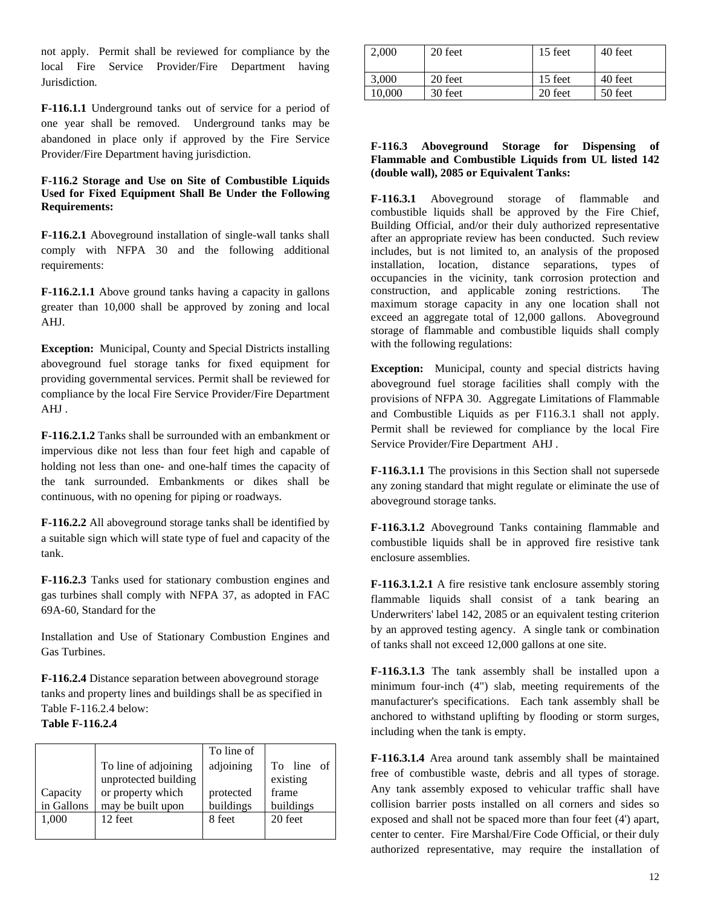not apply. Permit shall be reviewed for compliance by the local Fire Service Provider/Fire Department having Jurisdiction.

**F-116.1.1** Underground tanks out of service for a period of one year shall be removed. Underground tanks may be abandoned in place only if approved by the Fire Service Provider/Fire Department having jurisdiction.

**F-116.2 Storage and Use on Site of Combustible Liquids Used for Fixed Equipment Shall Be Under the Following Requirements:**

**F-116.2.1** Aboveground installation of single-wall tanks shall comply with NFPA 30 and the following additional requirements:

**F-116.2.1.1** Above ground tanks having a capacity in gallons greater than 10,000 shall be approved by zoning and local AHJ.

**Exception:** Municipal, County and Special Districts installing aboveground fuel storage tanks for fixed equipment for providing governmental services. Permit shall be reviewed for compliance by the local Fire Service Provider/Fire Department AHJ .

**F-116.2.1.2** Tanks shall be surrounded with an embankment or impervious dike not less than four feet high and capable of holding not less than one- and one-half times the capacity of the tank surrounded. Embankments or dikes shall be continuous, with no opening for piping or roadways.

**F-116.2.2** All aboveground storage tanks shall be identified by a suitable sign which will state type of fuel and capacity of the tank.

**F-116.2.3** Tanks used for stationary combustion engines and gas turbines shall comply with NFPA 37, as adopted in FAC 69A-60, Standard for the

Installation and Use of Stationary Combustion Engines and Gas Turbines.

**F-116.2.4** Distance separation between aboveground storage tanks and property lines and buildings shall be as specified in Table F-116.2.4 below:

**Table F-116.2.4**

| Capacity in Gallons | To line of adjoining unprotected building or property which may be built upon | To line of adjoining protected buildings | To line of existing frame buildings |
|---|---|---|---|
| 1,000 | 12 feet | 8 feet | 20 feet |
| 2,000 | 20 feet | 15 feet | 40 feet |
| 3,000 | 20 feet | 15 feet | 40 feet |
| 10,000 | 30 feet | 20 feet | 50 feet |

**F-116.3 Aboveground Storage for Dispensing of Flammable and Combustible Liquids from UL listed 142 (double wall), 2085 or Equivalent Tanks:**

**F-116.3.1** Aboveground storage of flammable and combustible liquids shall be approved by the Fire Chief, Building Official, and/or their duly authorized representative after an appropriate review has been conducted. Such review includes, but is not limited to, an analysis of the proposed installation, location, distance separations, types of occupancies in the vicinity, tank corrosion protection and construction, and applicable zoning restrictions. The maximum storage capacity in any one location shall not exceed an aggregate total of 12,000 gallons. Aboveground storage of flammable and combustible liquids shall comply with the following regulations:

**Exception:** Municipal, county and special districts having aboveground fuel storage facilities shall comply with the provisions of NFPA 30. Aggregate Limitations of Flammable and Combustible Liquids as per F116.3.1 shall not apply. Permit shall be reviewed for compliance by the local Fire Service Provider/Fire Department AHJ .

**F-116.3.1.1** The provisions in this Section shall not supersede any zoning standard that might regulate or eliminate the use of aboveground storage tanks.

**F-116.3.1.2** Aboveground Tanks containing flammable and combustible liquids shall be in approved fire resistive tank enclosure assemblies.

**F-116.3.1.2.1** A fire resistive tank enclosure assembly storing flammable liquids shall consist of a tank bearing an Underwriters' label 142, 2085 or an equivalent testing criterion by an approved testing agency. A single tank or combination of tanks shall not exceed 12,000 gallons at one site.

**F-116.3.1.3** The tank assembly shall be installed upon a minimum four-inch (4") slab, meeting requirements of the manufacturer's specifications. Each tank assembly shall be anchored to withstand uplifting by flooding or storm surges, including when the tank is empty.

**F-116.3.1.4** Area around tank assembly shall be maintained free of combustible waste, debris and all types of storage. Any tank assembly exposed to vehicular traffic shall have collision barrier posts installed on all corners and sides so exposed and shall not be spaced more than four feet (4') apart, center to center. Fire Marshal/Fire Code Official, or their duly authorized representative, may require the installation of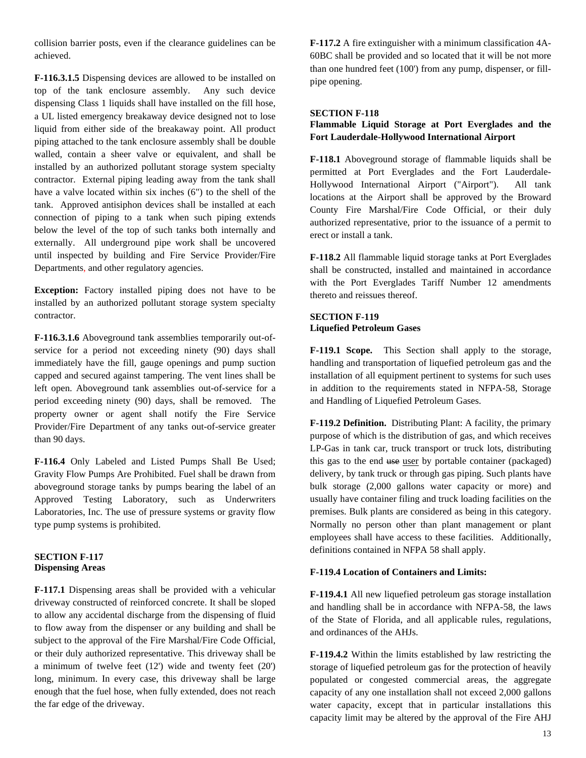collision barrier posts, even if the clearance guidelines can be achieved.

**F-116.3.1.5** Dispensing devices are allowed to be installed on top of the tank enclosure assembly. Any such device dispensing Class 1 liquids shall have installed on the fill hose, a UL listed emergency breakaway device designed not to lose liquid from either side of the breakaway point. All product piping attached to the tank enclosure assembly shall be double walled, contain a sheer valve or equivalent, and shall be installed by an authorized pollutant storage system specialty contractor. External piping leading away from the tank shall have a valve located within six inches (6") to the shell of the tank. Approved antisiphon devices shall be installed at each connection of piping to a tank when such piping extends below the level of the top of such tanks both internally and externally. All underground pipe work shall be uncovered until inspected by building and Fire Service Provider/Fire Departments, and other regulatory agencies.

**Exception:** Factory installed piping does not have to be installed by an authorized pollutant storage system specialty contractor.

**F-116.3.1.6** Aboveground tank assemblies temporarily out-of-service for a period not exceeding ninety (90) days shall immediately have the fill, gauge openings and pump suction capped and secured against tampering. The vent lines shall be left open. Aboveground tank assemblies out-of-service for a period exceeding ninety (90) days, shall be removed. The property owner or agent shall notify the Fire Service Provider/Fire Department of any tanks out-of-service greater than 90 days.

**F-116.4** Only Labeled and Listed Pumps Shall Be Used; Gravity Flow Pumps Are Prohibited. Fuel shall be drawn from aboveground storage tanks by pumps bearing the label of an Approved Testing Laboratory, such as Underwriters Laboratories, Inc. The use of pressure systems or gravity flow type pump systems is prohibited.

## SECTION F-117
## Dispensing Areas

**F-117.1** Dispensing areas shall be provided with a vehicular driveway constructed of reinforced concrete. It shall be sloped to allow any accidental discharge from the dispensing of fluid to flow away from the dispenser or any building and shall be subject to the approval of the Fire Marshal/Fire Code Official, or their duly authorized representative. This driveway shall be a minimum of twelve feet (12') wide and twenty feet (20') long, minimum. In every case, this driveway shall be large enough that the fuel hose, when fully extended, does not reach the far edge of the driveway.

**F-117.2** A fire extinguisher with a minimum classification 4A-60BC shall be provided and so located that it will be not more than one hundred feet (100') from any pump, dispenser, or fill-pipe opening.

## SECTION F-118
## Flammable Liquid Storage at Port Everglades and the Fort Lauderdale-Hollywood International Airport

**F-118.1** Aboveground storage of flammable liquids shall be permitted at Port Everglades and the Fort Lauderdale-Hollywood International Airport ("Airport"). All tank locations at the Airport shall be approved by the Broward County Fire Marshal/Fire Code Official, or their duly authorized representative, prior to the issuance of a permit to erect or install a tank.

**F-118.2** All flammable liquid storage tanks at Port Everglades shall be constructed, installed and maintained in accordance with the Port Everglades Tariff Number 12 amendments thereto and reissues thereof.

## SECTION F-119
## Liquefied Petroleum Gases

**F-119.1 Scope.** This Section shall apply to the storage, handling and transportation of liquefied petroleum gas and the installation of all equipment pertinent to systems for such uses in addition to the requirements stated in NFPA-58, Storage and Handling of Liquefied Petroleum Gases.

**F-119.2 Definition.** Distributing Plant: A facility, the primary purpose of which is the distribution of gas, and which receives LP-Gas in tank car, truck transport or truck lots, distributing this gas to the end ~~use~~ user by portable container (packaged) delivery, by tank truck or through gas piping. Such plants have bulk storage (2,000 gallons water capacity or more) and usually have container filing and truck loading facilities on the premises. Bulk plants are considered as being in this category. Normally no person other than plant management or plant employees shall have access to these facilities. Additionally, definitions contained in NFPA 58 shall apply.

**F-119.4 Location of Containers and Limits:**

**F-119.4.1** All new liquefied petroleum gas storage installation and handling shall be in accordance with NFPA-58, the laws of the State of Florida, and all applicable rules, regulations, and ordinances of the AHJs.

**F-119.4.2** Within the limits established by law restricting the storage of liquefied petroleum gas for the protection of heavily populated or congested commercial areas, the aggregate capacity of any one installation shall not exceed 2,000 gallons water capacity, except that in particular installations this capacity limit may be altered by the approval of the Fire AHJ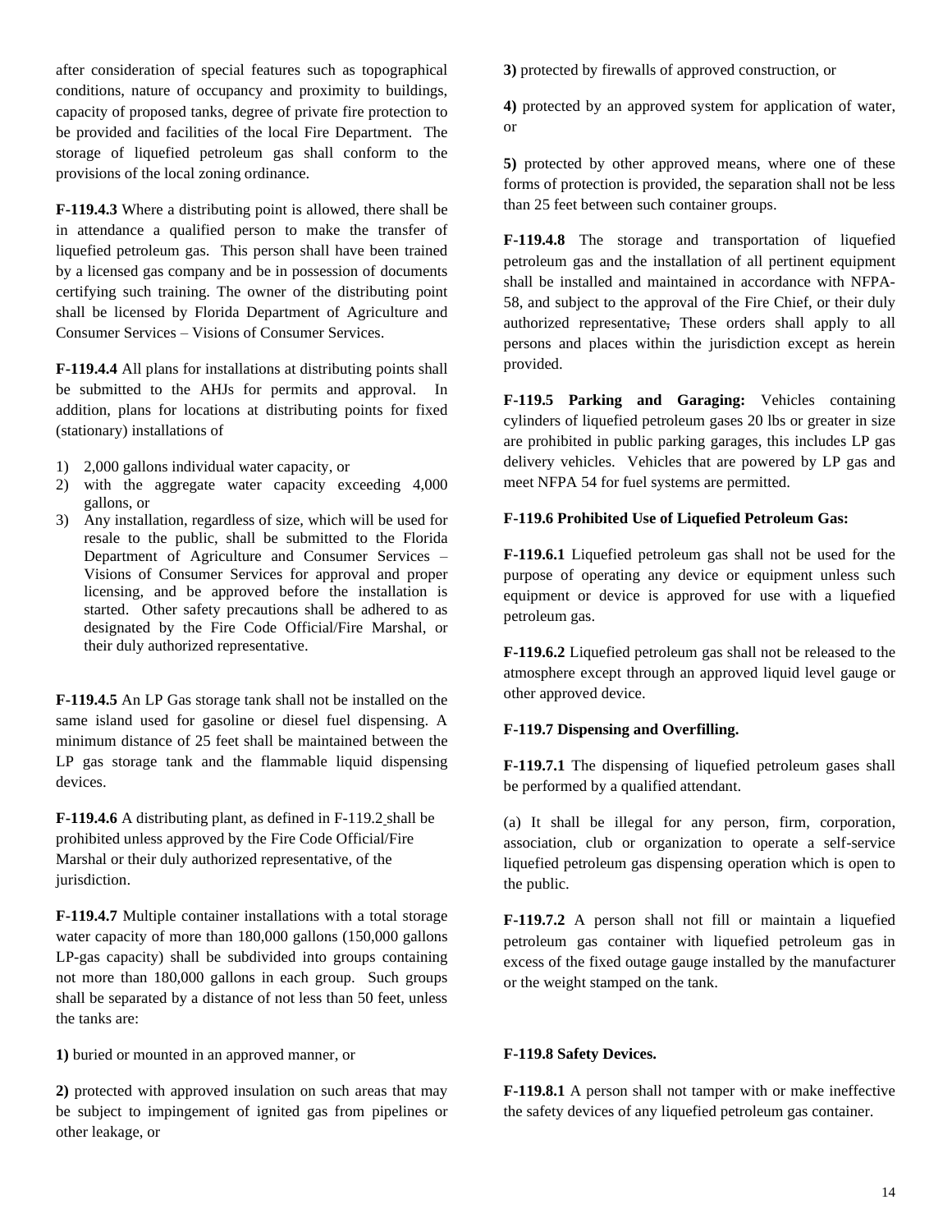after consideration of special features such as topographical conditions, nature of occupancy and proximity to buildings, capacity of proposed tanks, degree of private fire protection to be provided and facilities of the local Fire Department. The storage of liquefied petroleum gas shall conform to the provisions of the local zoning ordinance.

**F-119.4.3** Where a distributing point is allowed, there shall be in attendance a qualified person to make the transfer of liquefied petroleum gas. This person shall have been trained by a licensed gas company and be in possession of documents certifying such training. The owner of the distributing point shall be licensed by Florida Department of Agriculture and Consumer Services – Visions of Consumer Services.

**F-119.4.4** All plans for installations at distributing points shall be submitted to the AHJs for permits and approval. In addition, plans for locations at distributing points for fixed (stationary) installations of

1) 2,000 gallons individual water capacity, or
2) with the aggregate water capacity exceeding 4,000 gallons, or
3) Any installation, regardless of size, which will be used for resale to the public, shall be submitted to the Florida Department of Agriculture and Consumer Services – Visions of Consumer Services for approval and proper licensing, and be approved before the installation is started. Other safety precautions shall be adhered to as designated by the Fire Code Official/Fire Marshal, or their duly authorized representative.

**F-119.4.5** An LP Gas storage tank shall not be installed on the same island used for gasoline or diesel fuel dispensing. A minimum distance of 25 feet shall be maintained between the LP gas storage tank and the flammable liquid dispensing devices.

**F-119.4.6** A distributing plant, as defined in F-119.2 shall be prohibited unless approved by the Fire Code Official/Fire Marshal or their duly authorized representative, of the jurisdiction.

**F-119.4.7** Multiple container installations with a total storage water capacity of more than 180,000 gallons (150,000 gallons LP-gas capacity) shall be subdivided into groups containing not more than 180,000 gallons in each group. Such groups shall be separated by a distance of not less than 50 feet, unless the tanks are:

**1)** buried or mounted in an approved manner, or

**2)** protected with approved insulation on such areas that may be subject to impingement of ignited gas from pipelines or other leakage, or

**3)** protected by firewalls of approved construction, or

**4)** protected by an approved system for application of water, or

**5)** protected by other approved means, where one of these forms of protection is provided, the separation shall not be less than 25 feet between such container groups.

**F-119.4.8** The storage and transportation of liquefied petroleum gas and the installation of all pertinent equipment shall be installed and maintained in accordance with NFPA-58, and subject to the approval of the Fire Chief, or their duly authorized representative, These orders shall apply to all persons and places within the jurisdiction except as herein provided.

**F-119.5 Parking and Garaging:** Vehicles containing cylinders of liquefied petroleum gases 20 lbs or greater in size are prohibited in public parking garages, this includes LP gas delivery vehicles. Vehicles that are powered by LP gas and meet NFPA 54 for fuel systems are permitted.

**F-119.6 Prohibited Use of Liquefied Petroleum Gas:**

**F-119.6.1** Liquefied petroleum gas shall not be used for the purpose of operating any device or equipment unless such equipment or device is approved for use with a liquefied petroleum gas.

**F-119.6.2** Liquefied petroleum gas shall not be released to the atmosphere except through an approved liquid level gauge or other approved device.

**F-119.7 Dispensing and Overfilling.**

**F-119.7.1** The dispensing of liquefied petroleum gases shall be performed by a qualified attendant.

(a) It shall be illegal for any person, firm, corporation, association, club or organization to operate a self-service liquefied petroleum gas dispensing operation which is open to the public.

**F-119.7.2** A person shall not fill or maintain a liquefied petroleum gas container with liquefied petroleum gas in excess of the fixed outage gauge installed by the manufacturer or the weight stamped on the tank.

**F-119.8 Safety Devices.**

**F-119.8.1** A person shall not tamper with or make ineffective the safety devices of any liquefied petroleum gas container.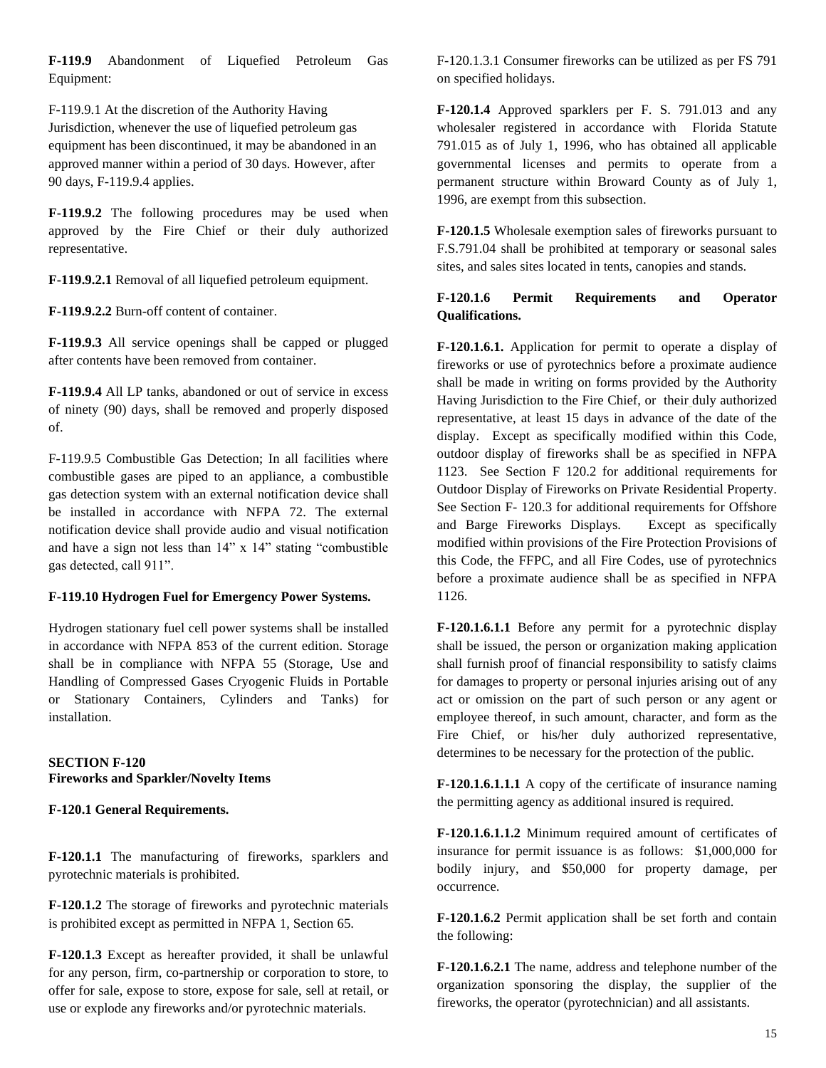**F-119.9** Abandonment of Liquefied Petroleum Gas Equipment:

F-119.9.1 At the discretion of the Authority Having Jurisdiction, whenever the use of liquefied petroleum gas equipment has been discontinued, it may be abandoned in an approved manner within a period of 30 days. However, after 90 days, F-119.9.4 applies.

**F-119.9.2** The following procedures may be used when approved by the Fire Chief or their duly authorized representative.

**F-119.9.2.1** Removal of all liquefied petroleum equipment.

**F-119.9.2.2** Burn-off content of container.

**F-119.9.3** All service openings shall be capped or plugged after contents have been removed from container.

**F-119.9.4** All LP tanks, abandoned or out of service in excess of ninety (90) days, shall be removed and properly disposed of.

F-119.9.5 Combustible Gas Detection; In all facilities where combustible gases are piped to an appliance, a combustible gas detection system with an external notification device shall be installed in accordance with NFPA 72. The external notification device shall provide audio and visual notification and have a sign not less than 14” x 14” stating “combustible gas detected, call 911”.

**F-119.10 Hydrogen Fuel for Emergency Power Systems.**

Hydrogen stationary fuel cell power systems shall be installed in accordance with NFPA 853 of the current edition. Storage shall be in compliance with NFPA 55 (Storage, Use and Handling of Compressed Gases Cryogenic Fluids in Portable or Stationary Containers, Cylinders and Tanks) for installation.

**SECTION F-120**
**Fireworks and Sparkler/Novelty Items**

**F-120.1 General Requirements.**

**F-120.1.1** The manufacturing of fireworks, sparklers and pyrotechnic materials is prohibited.

**F-120.1.2** The storage of fireworks and pyrotechnic materials is prohibited except as permitted in NFPA 1, Section 65.

**F-120.1.3** Except as hereafter provided, it shall be unlawful for any person, firm, co-partnership or corporation to store, to offer for sale, expose to store, expose for sale, sell at retail, or use or explode any fireworks and/or pyrotechnic materials.

F-120.1.3.1 Consumer fireworks can be utilized as per FS 791 on specified holidays.

**F-120.1.4** Approved sparklers per F. S. 791.013 and any wholesaler registered in accordance with Florida Statute 791.015 as of July 1, 1996, who has obtained all applicable governmental licenses and permits to operate from a permanent structure within Broward County as of July 1, 1996, are exempt from this subsection.

**F-120.1.5** Wholesale exemption sales of fireworks pursuant to F.S.791.04 shall be prohibited at temporary or seasonal sales sites, and sales sites located in tents, canopies and stands.

**F-120.1.6 Permit Requirements and Operator Qualifications.**

**F-120.1.6.1.** Application for permit to operate a display of fireworks or use of pyrotechnics before a proximate audience shall be made in writing on forms provided by the Authority Having Jurisdiction to the Fire Chief, or their duly authorized representative, at least 15 days in advance of the date of the display. Except as specifically modified within this Code, outdoor display of fireworks shall be as specified in NFPA 1123. See Section F 120.2 for additional requirements for Outdoor Display of Fireworks on Private Residential Property. See Section F- 120.3 for additional requirements for Offshore and Barge Fireworks Displays. Except as specifically modified within provisions of the Fire Protection Provisions of this Code, the FFPC, and all Fire Codes, use of pyrotechnics before a proximate audience shall be as specified in NFPA 1126.

**F-120.1.6.1.1** Before any permit for a pyrotechnic display shall be issued, the person or organization making application shall furnish proof of financial responsibility to satisfy claims for damages to property or personal injuries arising out of any act or omission on the part of such person or any agent or employee thereof, in such amount, character, and form as the Fire Chief, or his/her duly authorized representative, determines to be necessary for the protection of the public.

**F-120.1.6.1.1.1** A copy of the certificate of insurance naming the permitting agency as additional insured is required.

**F-120.1.6.1.1.2** Minimum required amount of certificates of insurance for permit issuance is as follows: $1,000,000 for bodily injury, and $50,000 for property damage, per occurrence.

**F-120.1.6.2** Permit application shall be set forth and contain the following:

**F-120.1.6.2.1** The name, address and telephone number of the organization sponsoring the display, the supplier of the fireworks, the operator (pyrotechnician) and all assistants.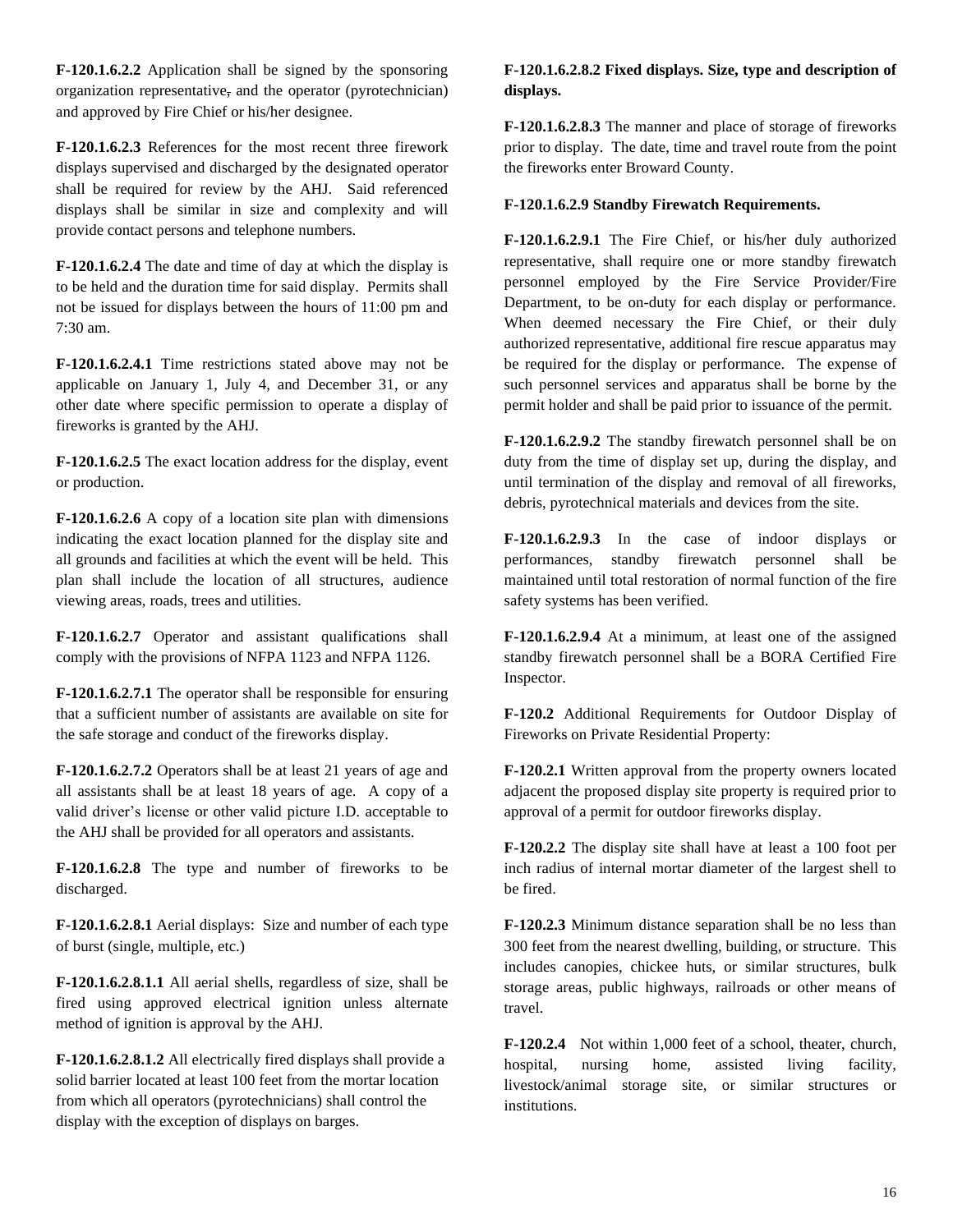**F-120.1.6.2.2** Application shall be signed by the sponsoring organization representative, and the operator (pyrotechnician) and approved by Fire Chief or his/her designee.

**F-120.1.6.2.3** References for the most recent three firework displays supervised and discharged by the designated operator shall be required for review by the AHJ. Said referenced displays shall be similar in size and complexity and will provide contact persons and telephone numbers.

**F-120.1.6.2.4** The date and time of day at which the display is to be held and the duration time for said display. Permits shall not be issued for displays between the hours of 11:00 pm and 7:30 am.

**F-120.1.6.2.4.1** Time restrictions stated above may not be applicable on January 1, July 4, and December 31, or any other date where specific permission to operate a display of fireworks is granted by the AHJ.

**F-120.1.6.2.5** The exact location address for the display, event or production.

**F-120.1.6.2.6** A copy of a location site plan with dimensions indicating the exact location planned for the display site and all grounds and facilities at which the event will be held. This plan shall include the location of all structures, audience viewing areas, roads, trees and utilities.

**F-120.1.6.2.7** Operator and assistant qualifications shall comply with the provisions of NFPA 1123 and NFPA 1126.

**F-120.1.6.2.7.1** The operator shall be responsible for ensuring that a sufficient number of assistants are available on site for the safe storage and conduct of the fireworks display.

**F-120.1.6.2.7.2** Operators shall be at least 21 years of age and all assistants shall be at least 18 years of age. A copy of a valid driver's license or other valid picture I.D. acceptable to the AHJ shall be provided for all operators and assistants.

**F-120.1.6.2.8** The type and number of fireworks to be discharged.

**F-120.1.6.2.8.1** Aerial displays: Size and number of each type of burst (single, multiple, etc.)

**F-120.1.6.2.8.1.1** All aerial shells, regardless of size, shall be fired using approved electrical ignition unless alternate method of ignition is approval by the AHJ.

**F-120.1.6.2.8.1.2** All electrically fired displays shall provide a solid barrier located at least 100 feet from the mortar location from which all operators (pyrotechnicians) shall control the display with the exception of displays on barges.

**F-120.1.6.2.8.2 Fixed displays. Size, type and description of displays.**

**F-120.1.6.2.8.3** The manner and place of storage of fireworks prior to display. The date, time and travel route from the point the fireworks enter Broward County.

**F-120.1.6.2.9 Standby Firewatch Requirements.**

**F-120.1.6.2.9.1** The Fire Chief, or his/her duly authorized representative, shall require one or more standby firewatch personnel employed by the Fire Service Provider/Fire Department, to be on-duty for each display or performance. When deemed necessary the Fire Chief, or their duly authorized representative, additional fire rescue apparatus may be required for the display or performance. The expense of such personnel services and apparatus shall be borne by the permit holder and shall be paid prior to issuance of the permit.

**F-120.1.6.2.9.2** The standby firewatch personnel shall be on duty from the time of display set up, during the display, and until termination of the display and removal of all fireworks, debris, pyrotechnical materials and devices from the site.

**F-120.1.6.2.9.3** In the case of indoor displays or performances, standby firewatch personnel shall be maintained until total restoration of normal function of the fire safety systems has been verified.

**F-120.1.6.2.9.4** At a minimum, at least one of the assigned standby firewatch personnel shall be a BORA Certified Fire Inspector.

**F-120.2** Additional Requirements for Outdoor Display of Fireworks on Private Residential Property:

**F-120.2.1** Written approval from the property owners located adjacent the proposed display site property is required prior to approval of a permit for outdoor fireworks display.

**F-120.2.2** The display site shall have at least a 100 foot per inch radius of internal mortar diameter of the largest shell to be fired.

**F-120.2.3** Minimum distance separation shall be no less than 300 feet from the nearest dwelling, building, or structure. This includes canopies, chickee huts, or similar structures, bulk storage areas, public highways, railroads or other means of travel.

**F-120.2.4** Not within 1,000 feet of a school, theater, church, hospital, nursing home, assisted living facility, livestock/animal storage site, or similar structures or institutions.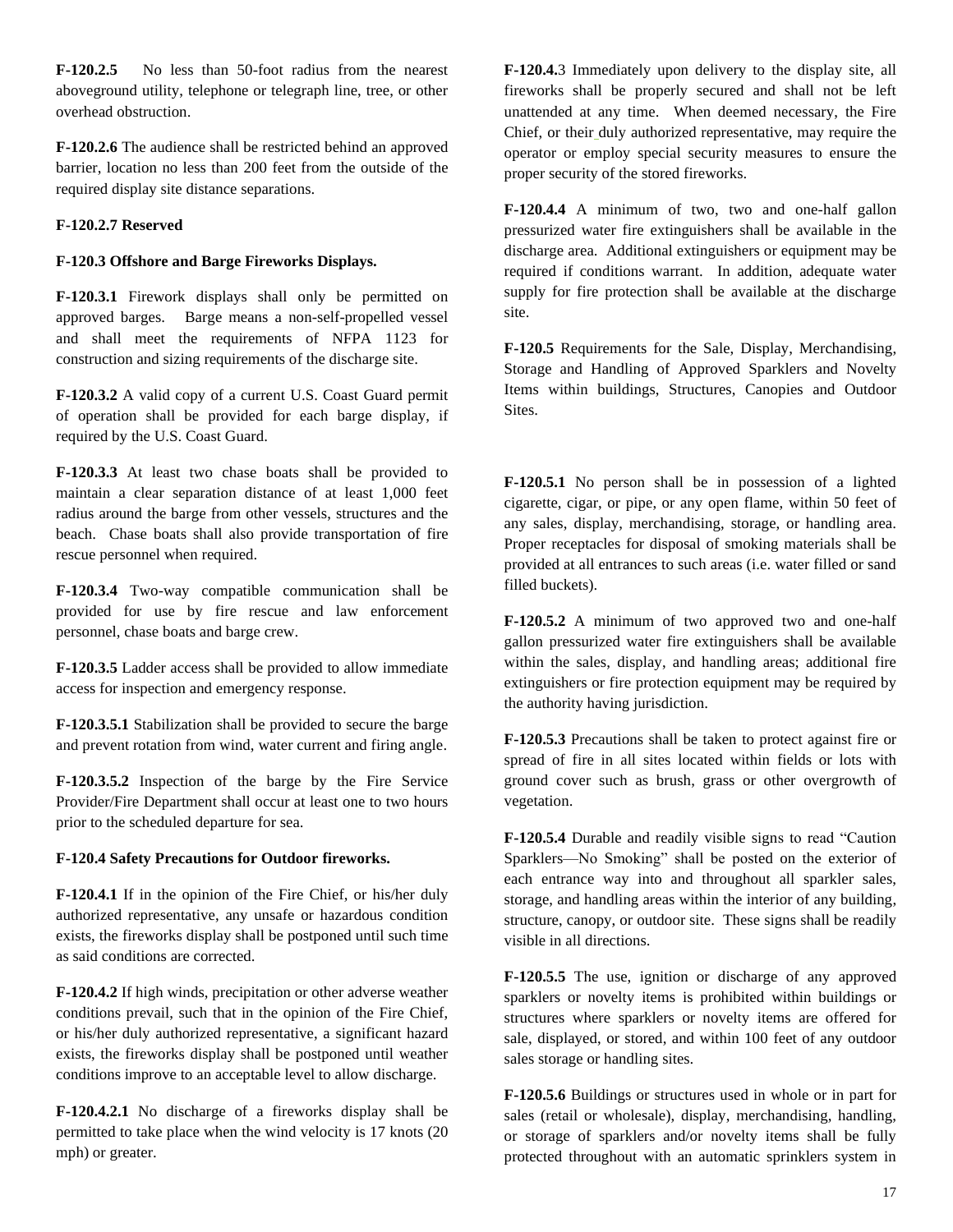**F-120.2.5** No less than 50-foot radius from the nearest aboveground utility, telephone or telegraph line, tree, or other overhead obstruction.

**F-120.2.6** The audience shall be restricted behind an approved barrier, location no less than 200 feet from the outside of the required display site distance separations.

**F-120.2.7 Reserved**

**F-120.3 Offshore and Barge Fireworks Displays.**

**F-120.3.1** Firework displays shall only be permitted on approved barges. Barge means a non-self-propelled vessel and shall meet the requirements of NFPA 1123 for construction and sizing requirements of the discharge site.

**F-120.3.2** A valid copy of a current U.S. Coast Guard permit of operation shall be provided for each barge display, if required by the U.S. Coast Guard.

**F-120.3.3** At least two chase boats shall be provided to maintain a clear separation distance of at least 1,000 feet radius around the barge from other vessels, structures and the beach. Chase boats shall also provide transportation of fire rescue personnel when required.

**F-120.3.4** Two-way compatible communication shall be provided for use by fire rescue and law enforcement personnel, chase boats and barge crew.

**F-120.3.5** Ladder access shall be provided to allow immediate access for inspection and emergency response.

**F-120.3.5.1** Stabilization shall be provided to secure the barge and prevent rotation from wind, water current and firing angle.

**F-120.3.5.2** Inspection of the barge by the Fire Service Provider/Fire Department shall occur at least one to two hours prior to the scheduled departure for sea.

**F-120.4 Safety Precautions for Outdoor fireworks.**

**F-120.4.1** If in the opinion of the Fire Chief, or his/her duly authorized representative, any unsafe or hazardous condition exists, the fireworks display shall be postponed until such time as said conditions are corrected.

**F-120.4.2** If high winds, precipitation or other adverse weather conditions prevail, such that in the opinion of the Fire Chief, or his/her duly authorized representative, a significant hazard exists, the fireworks display shall be postponed until weather conditions improve to an acceptable level to allow discharge.

**F-120.4.2.1** No discharge of a fireworks display shall be permitted to take place when the wind velocity is 17 knots (20 mph) or greater.

**F-120.4.**3 Immediately upon delivery to the display site, all fireworks shall be properly secured and shall not be left unattended at any time. When deemed necessary, the Fire Chief, or their duly authorized representative, may require the operator or employ special security measures to ensure the proper security of the stored fireworks.

**F-120.4.4** A minimum of two, two and one-half gallon pressurized water fire extinguishers shall be available in the discharge area. Additional extinguishers or equipment may be required if conditions warrant. In addition, adequate water supply for fire protection shall be available at the discharge site.

**F-120.5** Requirements for the Sale, Display, Merchandising, Storage and Handling of Approved Sparklers and Novelty Items within buildings, Structures, Canopies and Outdoor Sites.

**F-120.5.1** No person shall be in possession of a lighted cigarette, cigar, or pipe, or any open flame, within 50 feet of any sales, display, merchandising, storage, or handling area. Proper receptacles for disposal of smoking materials shall be provided at all entrances to such areas (i.e. water filled or sand filled buckets).

**F-120.5.2** A minimum of two approved two and one-half gallon pressurized water fire extinguishers shall be available within the sales, display, and handling areas; additional fire extinguishers or fire protection equipment may be required by the authority having jurisdiction.

**F-120.5.3** Precautions shall be taken to protect against fire or spread of fire in all sites located within fields or lots with ground cover such as brush, grass or other overgrowth of vegetation.

**F-120.5.4** Durable and readily visible signs to read "Caution Sparklers—No Smoking" shall be posted on the exterior of each entrance way into and throughout all sparkler sales, storage, and handling areas within the interior of any building, structure, canopy, or outdoor site. These signs shall be readily visible in all directions.

**F-120.5.5** The use, ignition or discharge of any approved sparklers or novelty items is prohibited within buildings or structures where sparklers or novelty items are offered for sale, displayed, or stored, and within 100 feet of any outdoor sales storage or handling sites.

**F-120.5.6** Buildings or structures used in whole or in part for sales (retail or wholesale), display, merchandising, handling, or storage of sparklers and/or novelty items shall be fully protected throughout with an automatic sprinklers system in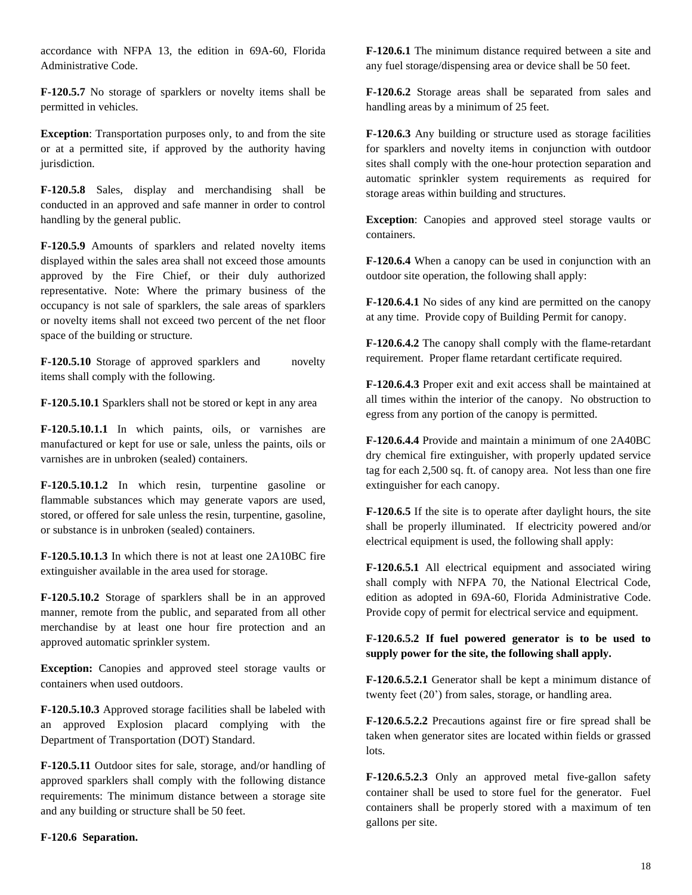accordance with NFPA 13, the edition in 69A-60, Florida Administrative Code.

**F-120.5.7** No storage of sparklers or novelty items shall be permitted in vehicles.

**Exception**: Transportation purposes only, to and from the site or at a permitted site, if approved by the authority having jurisdiction.

**F-120.5.8** Sales, display and merchandising shall be conducted in an approved and safe manner in order to control handling by the general public.

**F-120.5.9** Amounts of sparklers and related novelty items displayed within the sales area shall not exceed those amounts approved by the Fire Chief, or their duly authorized representative. Note: Where the primary business of the occupancy is not sale of sparklers, the sale areas of sparklers or novelty items shall not exceed two percent of the net floor space of the building or structure.

**F-120.5.10** Storage of approved sparklers and novelty items shall comply with the following.

**F-120.5.10.1** Sparklers shall not be stored or kept in any area

**F-120.5.10.1.1** In which paints, oils, or varnishes are manufactured or kept for use or sale, unless the paints, oils or varnishes are in unbroken (sealed) containers.

**F-120.5.10.1.2** In which resin, turpentine gasoline or flammable substances which may generate vapors are used, stored, or offered for sale unless the resin, turpentine, gasoline, or substance is in unbroken (sealed) containers.

**F-120.5.10.1.3** In which there is not at least one 2A10BC fire extinguisher available in the area used for storage.

**F-120.5.10.2** Storage of sparklers shall be in an approved manner, remote from the public, and separated from all other merchandise by at least one hour fire protection and an approved automatic sprinkler system.

**Exception:** Canopies and approved steel storage vaults or containers when used outdoors.

**F-120.5.10.3** Approved storage facilities shall be labeled with an approved Explosion placard complying with the Department of Transportation (DOT) Standard.

**F-120.5.11** Outdoor sites for sale, storage, and/or handling of approved sparklers shall comply with the following distance requirements: The minimum distance between a storage site and any building or structure shall be 50 feet.

**F-120.6 Separation.**

**F-120.6.1** The minimum distance required between a site and any fuel storage/dispensing area or device shall be 50 feet.

**F-120.6.2** Storage areas shall be separated from sales and handling areas by a minimum of 25 feet.

**F-120.6.3** Any building or structure used as storage facilities for sparklers and novelty items in conjunction with outdoor sites shall comply with the one-hour protection separation and automatic sprinkler system requirements as required for storage areas within building and structures.

**Exception**: Canopies and approved steel storage vaults or containers.

**F-120.6.4** When a canopy can be used in conjunction with an outdoor site operation, the following shall apply:

**F-120.6.4.1** No sides of any kind are permitted on the canopy at any time. Provide copy of Building Permit for canopy.

**F-120.6.4.2** The canopy shall comply with the flame-retardant requirement. Proper flame retardant certificate required.

**F-120.6.4.3** Proper exit and exit access shall be maintained at all times within the interior of the canopy. No obstruction to egress from any portion of the canopy is permitted.

**F-120.6.4.4** Provide and maintain a minimum of one 2A40BC dry chemical fire extinguisher, with properly updated service tag for each 2,500 sq. ft. of canopy area. Not less than one fire extinguisher for each canopy.

**F-120.6.5** If the site is to operate after daylight hours, the site shall be properly illuminated. If electricity powered and/or electrical equipment is used, the following shall apply:

**F-120.6.5.1** All electrical equipment and associated wiring shall comply with NFPA 70, the National Electrical Code, edition as adopted in 69A-60, Florida Administrative Code. Provide copy of permit for electrical service and equipment.

**F-120.6.5.2 If fuel powered generator is to be used to supply power for the site, the following shall apply.**

**F-120.6.5.2.1** Generator shall be kept a minimum distance of twenty feet (20') from sales, storage, or handling area.

**F-120.6.5.2.2** Precautions against fire or fire spread shall be taken when generator sites are located within fields or grassed lots.

**F-120.6.5.2.3** Only an approved metal five-gallon safety container shall be used to store fuel for the generator. Fuel containers shall be properly stored with a maximum of ten gallons per site.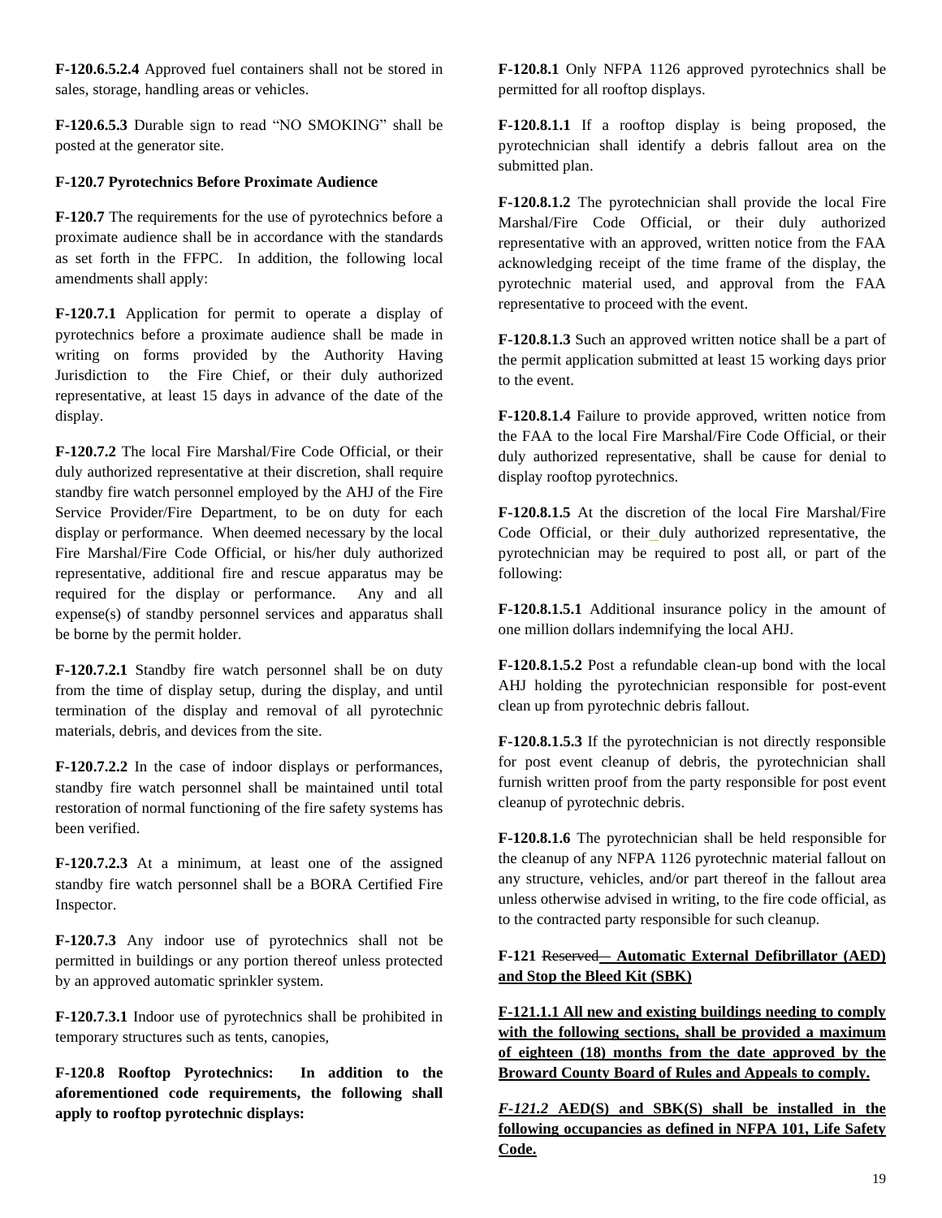**F-120.6.5.2.4** Approved fuel containers shall not be stored in sales, storage, handling areas or vehicles.

**F-120.6.5.3** Durable sign to read "NO SMOKING" shall be posted at the generator site.

**F-120.7 Pyrotechnics Before Proximate Audience**

**F-120.7** The requirements for the use of pyrotechnics before a proximate audience shall be in accordance with the standards as set forth in the FFPC. In addition, the following local amendments shall apply:

**F-120.7.1** Application for permit to operate a display of pyrotechnics before a proximate audience shall be made in writing on forms provided by the Authority Having Jurisdiction to the Fire Chief, or their duly authorized representative, at least 15 days in advance of the date of the display.

**F-120.7.2** The local Fire Marshal/Fire Code Official, or their duly authorized representative at their discretion, shall require standby fire watch personnel employed by the AHJ of the Fire Service Provider/Fire Department, to be on duty for each display or performance. When deemed necessary by the local Fire Marshal/Fire Code Official, or his/her duly authorized representative, additional fire and rescue apparatus may be required for the display or performance. Any and all expense(s) of standby personnel services and apparatus shall be borne by the permit holder.

**F-120.7.2.1** Standby fire watch personnel shall be on duty from the time of display setup, during the display, and until termination of the display and removal of all pyrotechnic materials, debris, and devices from the site.

**F-120.7.2.2** In the case of indoor displays or performances, standby fire watch personnel shall be maintained until total restoration of normal functioning of the fire safety systems has been verified.

**F-120.7.2.3** At a minimum, at least one of the assigned standby fire watch personnel shall be a BORA Certified Fire Inspector.

**F-120.7.3** Any indoor use of pyrotechnics shall not be permitted in buildings or any portion thereof unless protected by an approved automatic sprinkler system.

**F-120.7.3.1** Indoor use of pyrotechnics shall be prohibited in temporary structures such as tents, canopies,

**F-120.8 Rooftop Pyrotechnics: In addition to the aforementioned code requirements, the following shall apply to rooftop pyrotechnic displays:**

**F-120.8.1** Only NFPA 1126 approved pyrotechnics shall be permitted for all rooftop displays.

**F-120.8.1.1** If a rooftop display is being proposed, the pyrotechnician shall identify a debris fallout area on the submitted plan.

**F-120.8.1.2** The pyrotechnician shall provide the local Fire Marshal/Fire Code Official, or their duly authorized representative with an approved, written notice from the FAA acknowledging receipt of the time frame of the display, the pyrotechnic material used, and approval from the FAA representative to proceed with the event.

**F-120.8.1.3** Such an approved written notice shall be a part of the permit application submitted at least 15 working days prior to the event.

**F-120.8.1.4** Failure to provide approved, written notice from the FAA to the local Fire Marshal/Fire Code Official, or their duly authorized representative, shall be cause for denial to display rooftop pyrotechnics.

**F-120.8.1.5** At the discretion of the local Fire Marshal/Fire Code Official, or their duly authorized representative, the pyrotechnician may be required to post all, or part of the following:

**F-120.8.1.5.1** Additional insurance policy in the amount of one million dollars indemnifying the local AHJ.

**F-120.8.1.5.2** Post a refundable clean-up bond with the local AHJ holding the pyrotechnician responsible for post-event clean up from pyrotechnic debris fallout.

**F-120.8.1.5.3** If the pyrotechnician is not directly responsible for post event cleanup of debris, the pyrotechnician shall furnish written proof from the party responsible for post event cleanup of pyrotechnic debris.

**F-120.8.1.6** The pyrotechnician shall be held responsible for the cleanup of any NFPA 1126 pyrotechnic material fallout on any structure, vehicles, and/or part thereof in the fallout area unless otherwise advised in writing, to the fire code official, as to the contracted party responsible for such cleanup.

**F-121** ~~Reserved~~ **<u>– Automatic External Defibrillator (AED) and Stop the Bleed Kit (SBK)</u>**

**<u>F-121.1.1 All new and existing buildings needing to comply with the following sections, shall be provided a maximum of eighteen (18) months from the date approved by the Broward County Board of Rules and Appeals to comply.</u>**

***<u>F-121.2</u>*** **<u>AED(S) and SBK(S) shall be installed in the following occupancies as defined in NFPA 101, Life Safety Code.</u>**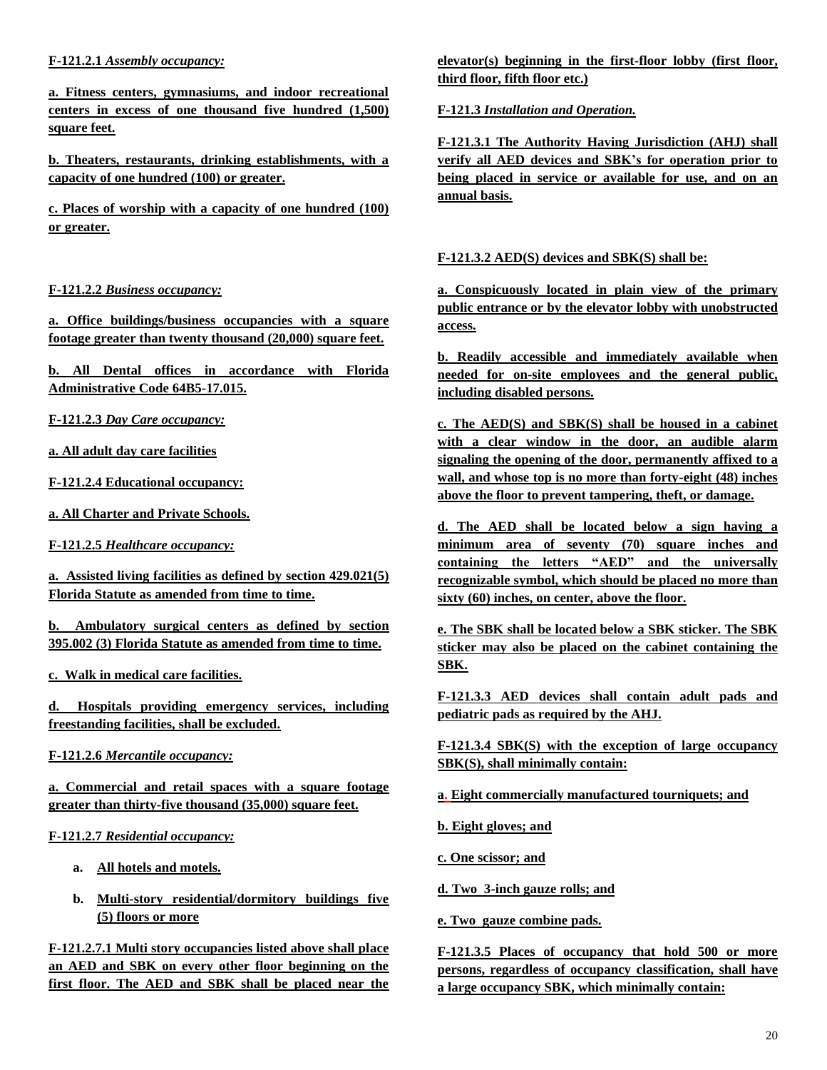**F-121.2.1** ***Assembly occupancy:***

**a. Fitness centers, gymnasiums, and indoor recreational centers in excess of one thousand five hundred (1,500) square feet.**

**b. Theaters, restaurants, drinking establishments, with a capacity of one hundred (100) or greater.**

**c. Places of worship with a capacity of one hundred (100) or greater.**

**F-121.2.2** ***Business occupancy:***

**a. Office buildings/business occupancies with a square footage greater than twenty thousand (20,000) square feet.**

**b. All Dental offices in accordance with Florida Administrative Code 64B5-17.015.**

**F-121.2.3** ***Day Care occupancy:***

**a. All adult day care facilities**

**F-121.2.4 Educational occupancy:**

**a. All Charter and Private Schools.**

**F-121.2.5** ***Healthcare occupancy:***

**a. Assisted living facilities as defined by section 429.021(5) Florida Statute as amended from time to time.**

**b. Ambulatory surgical centers as defined by section 395.002 (3) Florida Statute as amended from time to time.**

**c. Walk in medical care facilities.**

**d. Hospitals providing emergency services, including freestanding facilities, shall be excluded.**

**F-121.2.6** ***Mercantile occupancy:***

**a. Commercial and retail spaces with a square footage greater than thirty-five thousand (35,000) square feet.**

**F-121.2.7** ***Residential occupancy:***

a. **All hotels and motels.**
b. **Multi-story residential/dormitory buildings five (5) floors or more**

**F-121.2.7.1 Multi story occupancies listed above shall place an AED and SBK on every other floor beginning on the first floor. The AED and SBK shall be placed near the elevator(s) beginning in the first-floor lobby (first floor, third floor, fifth floor etc.)**

**F-121.3** ***Installation and Operation.***

**F-121.3.1 The Authority Having Jurisdiction (AHJ) shall verify all AED devices and SBK's for operation prior to being placed in service or available for use, and on an annual basis.**

**F-121.3.2 AED(S) devices and SBK(S) shall be:**

**a. Conspicuously located in plain view of the primary public entrance or by the elevator lobby with unobstructed access.**

**b. Readily accessible and immediately available when needed for on-site employees and the general public, including disabled persons.**

**c. The AED(S) and SBK(S) shall be housed in a cabinet with a clear window in the door, an audible alarm signaling the opening of the door, permanently affixed to a wall, and whose top is no more than forty-eight (48) inches above the floor to prevent tampering, theft, or damage.**

**d. The AED shall be located below a sign having a minimum area of seventy (70) square inches and containing the letters "AED" and the universally recognizable symbol, which should be placed no more than sixty (60) inches, on center, above the floor.**

**e. The SBK shall be located below a SBK sticker. The SBK sticker may also be placed on the cabinet containing the SBK.**

**F-121.3.3 AED devices shall contain adult pads and pediatric pads as required by the AHJ.**

**F-121.3.4 SBK(S) with the exception of large occupancy SBK(S), shall minimally contain:**

**a. Eight commercially manufactured tourniquets; and**

**b. Eight gloves; and**

**c. One scissor; and**

**d. Two 3-inch gauze rolls; and**

**e. Two gauze combine pads.**

**F-121.3.5 Places of occupancy that hold 500 or more persons, regardless of occupancy classification, shall have a large occupancy SBK, which minimally contain:**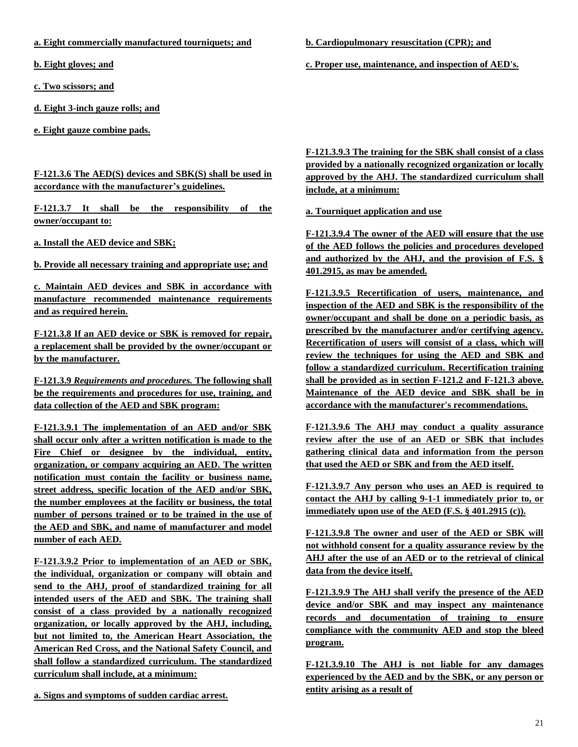**a. Eight commercially manufactured tourniquets; and**

**b. Eight gloves; and**

**c. Two scissors; and**

**d. Eight 3-inch gauze rolls; and**

**e. Eight gauze combine pads.**

**F-121.3.6 The AED(S) devices and SBK(S) shall be used in accordance with the manufacturer's guidelines.**

**F-121.3.7 It shall be the responsibility of the owner/occupant to:**

**a. Install the AED device and SBK;**

**b. Provide all necessary training and appropriate use; and**

**c. Maintain AED devices and SBK in accordance with manufacture recommended maintenance requirements and as required herein.**

**F-121.3.8 If an AED device or SBK is removed for repair, a replacement shall be provided by the owner/occupant or by the manufacturer.**

**F-121.3.9 *Requirements and procedures.* The following shall be the requirements and procedures for use, training, and data collection of the AED and SBK program:**

**F-121.3.9.1 The implementation of an AED and/or SBK shall occur only after a written notification is made to the Fire Chief or designee by the individual, entity, organization, or company acquiring an AED. The written notification must contain the facility or business name, street address, specific location of the AED and/or SBK, the number employees at the facility or business, the total number of persons trained or to be trained in the use of the AED and SBK, and name of manufacturer and model number of each AED.**

**F-121.3.9.2 Prior to implementation of an AED or SBK, the individual, organization or company will obtain and send to the AHJ, proof of standardized training for all intended users of the AED and SBK. The training shall consist of a class provided by a nationally recognized organization, or locally approved by the AHJ, including, but not limited to, the American Heart Association, the American Red Cross, and the National Safety Council, and shall follow a standardized curriculum. The standardized curriculum shall include, at a minimum:**

**a. Signs and symptoms of sudden cardiac arrest.**

**b. Cardiopulmonary resuscitation (CPR); and**

**c. Proper use, maintenance, and inspection of AED's.**

**F-121.3.9.3 The training for the SBK shall consist of a class provided by a nationally recognized organization or locally approved by the AHJ. The standardized curriculum shall include, at a minimum:**

**a. Tourniquet application and use**

**F-121.3.9.4 The owner of the AED will ensure that the use of the AED follows the policies and procedures developed and authorized by the AHJ, and the provision of F.S. § 401.2915, as may be amended.**

**F-121.3.9.5 Recertification of users, maintenance, and inspection of the AED and SBK is the responsibility of the owner/occupant and shall be done on a periodic basis, as prescribed by the manufacturer and/or certifying agency. Recertification of users will consist of a class, which will review the techniques for using the AED and SBK and follow a standardized curriculum. Recertification training shall be provided as in section F-121.2 and F-121.3 above. Maintenance of the AED device and SBK shall be in accordance with the manufacturer's recommendations.**

**F-121.3.9.6 The AHJ may conduct a quality assurance review after the use of an AED or SBK that includes gathering clinical data and information from the person that used the AED or SBK and from the AED itself.**

**F-121.3.9.7 Any person who uses an AED is required to contact the AHJ by calling 9-1-1 immediately prior to, or immediately upon use of the AED (F.S. § 401.2915 (c)).**

**F-121.3.9.8 The owner and user of the AED or SBK will not withhold consent for a quality assurance review by the AHJ after the use of an AED or to the retrieval of clinical data from the device itself.**

**F-121.3.9.9 The AHJ shall verify the presence of the AED device and/or SBK and may inspect any maintenance records and documentation of training to ensure compliance with the community AED and stop the bleed program.**

**F-121.3.9.10 The AHJ is not liable for any damages experienced by the AED and by the SBK, or any person or entity arising as a result of**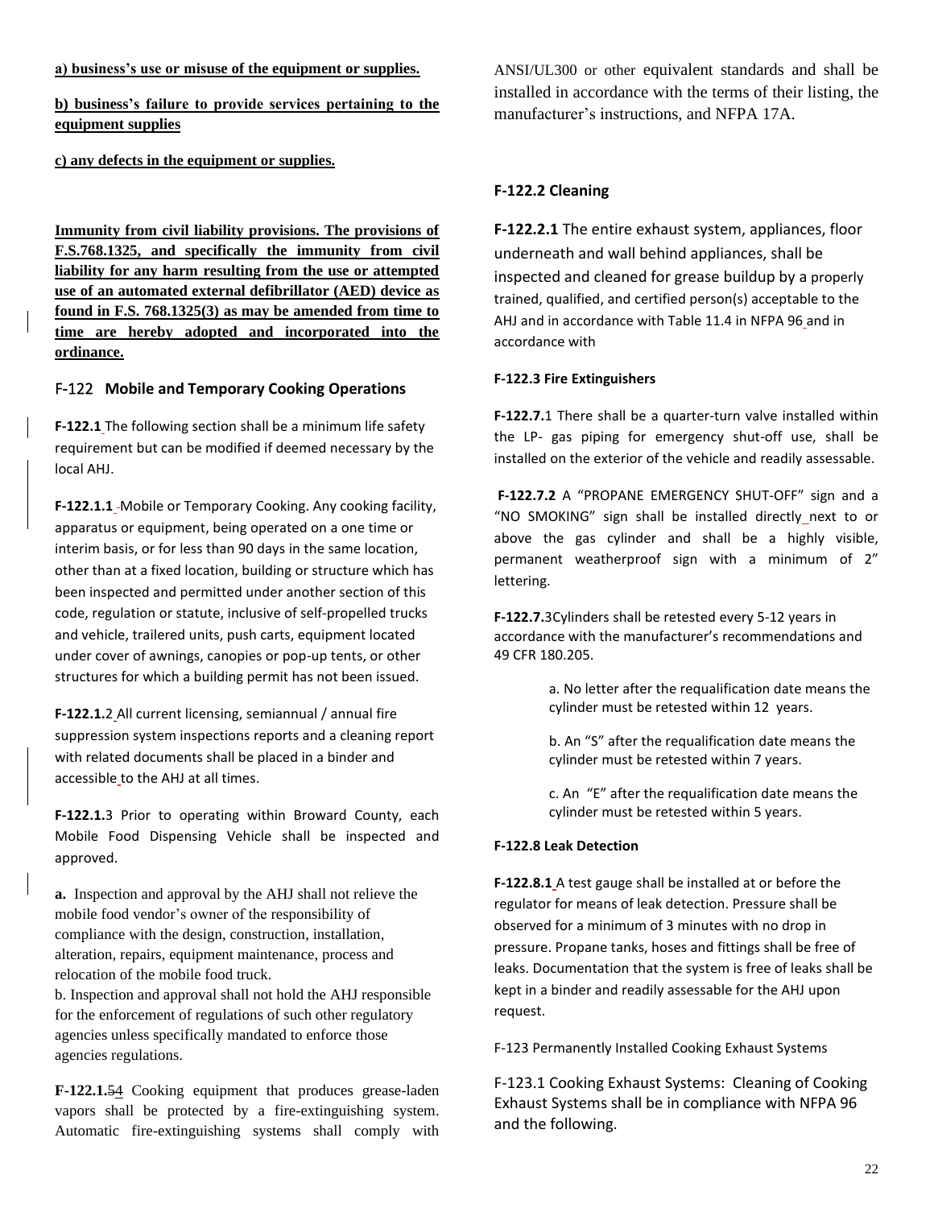**a) business's use or misuse of the equipment or supplies.**

**b) business's failure to provide services pertaining to the equipment supplies**

**c) any defects in the equipment or supplies.**

**Immunity from civil liability provisions. The provisions of F.S.768.1325, and specifically the immunity from civil liability for any harm resulting from the use or attempted use of an automated external defibrillator (AED) device as found in F.S. 768.1325(3) as may be amended from time to time are hereby adopted and incorporated into the ordinance.**

## F-122 Mobile and Temporary Cooking Operations

**F-122.1** The following section shall be a minimum life safety requirement but can be modified if deemed necessary by the local AHJ.

**F-122.1.1** Mobile or Temporary Cooking. Any cooking facility, apparatus or equipment, being operated on a one time or interim basis, or for less than 90 days in the same location, other than at a fixed location, building or structure which has been inspected and permitted under another section of this code, regulation or statute, inclusive of self-propelled trucks and vehicle, trailered units, push carts, equipment located under cover of awnings, canopies or pop-up tents, or other structures for which a building permit has not been issued.

**F-122.1.**2 All current licensing, semiannual / annual fire suppression system inspections reports and a cleaning report with related documents shall be placed in a binder and accessible to the AHJ at all times.

**F-122.1.**3 Prior to operating within Broward County, each Mobile Food Dispensing Vehicle shall be inspected and approved.

**a.** Inspection and approval by the AHJ shall not relieve the mobile food vendor's owner of the responsibility of compliance with the design, construction, installation, alteration, repairs, equipment maintenance, process and relocation of the mobile food truck.
b. Inspection and approval shall not hold the AHJ responsible for the enforcement of regulations of such other regulatory agencies unless specifically mandated to enforce those agencies regulations.

**F-122.1.**~~5~~4 Cooking equipment that produces grease-laden vapors shall be protected by a fire-extinguishing system. Automatic fire-extinguishing systems shall comply with ANSI/UL300 or other equivalent standards and shall be installed in accordance with the terms of their listing, the manufacturer's instructions, and NFPA 17A.

### F-122.2 Cleaning

**F-122.2.1** The entire exhaust system, appliances, floor underneath and wall behind appliances, shall be inspected and cleaned for grease buildup by a properly trained, qualified, and certified person(s) acceptable to the AHJ and in accordance with Table 11.4 in NFPA 96 and in accordance with

#### F-122.3 Fire Extinguishers

**F-122.7.**1 There shall be a quarter-turn valve installed within the LP- gas piping for emergency shut-off use, shall be installed on the exterior of the vehicle and readily assessable.

**F-122.7.2** A "PROPANE EMERGENCY SHUT-OFF" sign and a "NO SMOKING" sign shall be installed directly next to or above the gas cylinder and shall be a highly visible, permanent weatherproof sign with a minimum of 2" lettering.

**F-122.7.**3Cylinders shall be retested every 5-12 years in accordance with the manufacturer's recommendations and 49 CFR 180.205.

a. No letter after the requalification date means the cylinder must be retested within 12 years.

b. An "S" after the requalification date means the cylinder must be retested within 7 years.

c. An "E" after the requalification date means the cylinder must be retested within 5 years.

#### F-122.8 Leak Detection

**F-122.8.1** A test gauge shall be installed at or before the regulator for means of leak detection. Pressure shall be observed for a minimum of 3 minutes with no drop in pressure. Propane tanks, hoses and fittings shall be free of leaks. Documentation that the system is free of leaks shall be kept in a binder and readily assessable for the AHJ upon request.

F-123 Permanently Installed Cooking Exhaust Systems

F-123.1 Cooking Exhaust Systems: Cleaning of Cooking Exhaust Systems shall be in compliance with NFPA 96 and the following.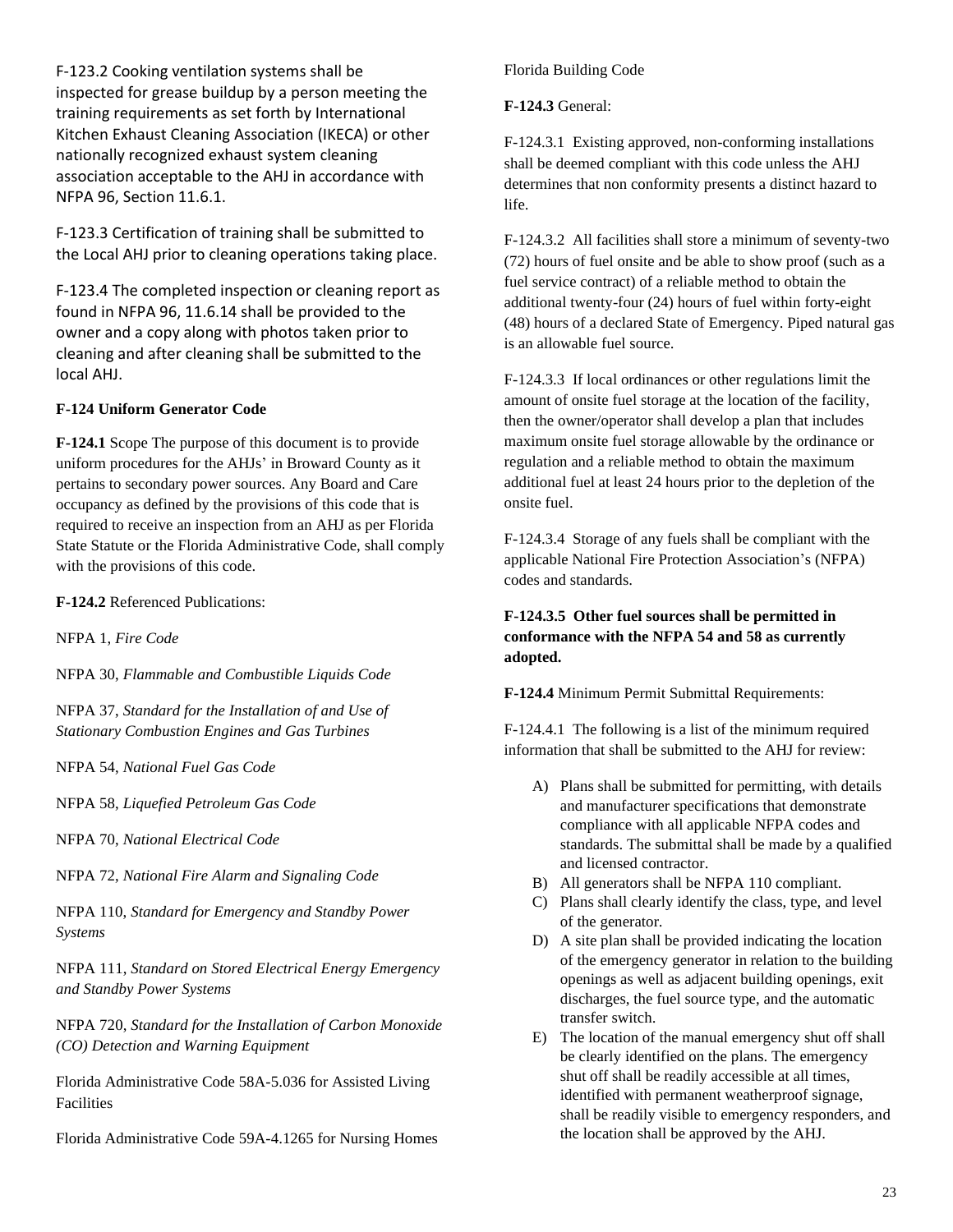F-123.2 Cooking ventilation systems shall be inspected for grease buildup by a person meeting the training requirements as set forth by International Kitchen Exhaust Cleaning Association (IKECA) or other nationally recognized exhaust system cleaning association acceptable to the AHJ in accordance with NFPA 96, Section 11.6.1.

F-123.3 Certification of training shall be submitted to the Local AHJ prior to cleaning operations taking place.

F-123.4 The completed inspection or cleaning report as found in NFPA 96, 11.6.14 shall be provided to the owner and a copy along with photos taken prior to cleaning and after cleaning shall be submitted to the local AHJ.

**F-124 Uniform Generator Code**

**F-124.1** Scope The purpose of this document is to provide uniform procedures for the AHJs' in Broward County as it pertains to secondary power sources. Any Board and Care occupancy as defined by the provisions of this code that is required to receive an inspection from an AHJ as per Florida State Statute or the Florida Administrative Code, shall comply with the provisions of this code.

**F-124.2** Referenced Publications:

NFPA 1, *Fire Code*

NFPA 30, *Flammable and Combustible Liquids Code*

NFPA 37, *Standard for the Installation of and Use of Stationary Combustion Engines and Gas Turbines*

NFPA 54, *National Fuel Gas Code*

NFPA 58, *Liquefied Petroleum Gas Code*

NFPA 70, *National Electrical Code*

NFPA 72, *National Fire Alarm and Signaling Code*

NFPA 110, *Standard for Emergency and Standby Power Systems*

NFPA 111, *Standard on Stored Electrical Energy Emergency and Standby Power Systems*

NFPA 720, *Standard for the Installation of Carbon Monoxide (CO) Detection and Warning Equipment*

Florida Administrative Code 58A-5.036 for Assisted Living Facilities

Florida Administrative Code 59A-4.1265 for Nursing Homes

Florida Building Code

**F-124.3** General:

F-124.3.1 Existing approved, non-conforming installations shall be deemed compliant with this code unless the AHJ determines that non conformity presents a distinct hazard to life.

F-124.3.2 All facilities shall store a minimum of seventy-two (72) hours of fuel onsite and be able to show proof (such as a fuel service contract) of a reliable method to obtain the additional twenty-four (24) hours of fuel within forty-eight (48) hours of a declared State of Emergency. Piped natural gas is an allowable fuel source.

F-124.3.3 If local ordinances or other regulations limit the amount of onsite fuel storage at the location of the facility, then the owner/operator shall develop a plan that includes maximum onsite fuel storage allowable by the ordinance or regulation and a reliable method to obtain the maximum additional fuel at least 24 hours prior to the depletion of the onsite fuel.

F-124.3.4 Storage of any fuels shall be compliant with the applicable National Fire Protection Association's (NFPA) codes and standards.

**F-124.3.5 Other fuel sources shall be permitted in conformance with the NFPA 54 and 58 as currently adopted.**

**F-124.4** Minimum Permit Submittal Requirements:

F-124.4.1 The following is a list of the minimum required information that shall be submitted to the AHJ for review:

A) Plans shall be submitted for permitting, with details and manufacturer specifications that demonstrate compliance with all applicable NFPA codes and standards. The submittal shall be made by a qualified and licensed contractor.
B) All generators shall be NFPA 110 compliant.
C) Plans shall clearly identify the class, type, and level of the generator.
D) A site plan shall be provided indicating the location of the emergency generator in relation to the building openings as well as adjacent building openings, exit discharges, the fuel source type, and the automatic transfer switch.
E) The location of the manual emergency shut off shall be clearly identified on the plans. The emergency shut off shall be readily accessible at all times, identified with permanent weatherproof signage, shall be readily visible to emergency responders, and the location shall be approved by the AHJ.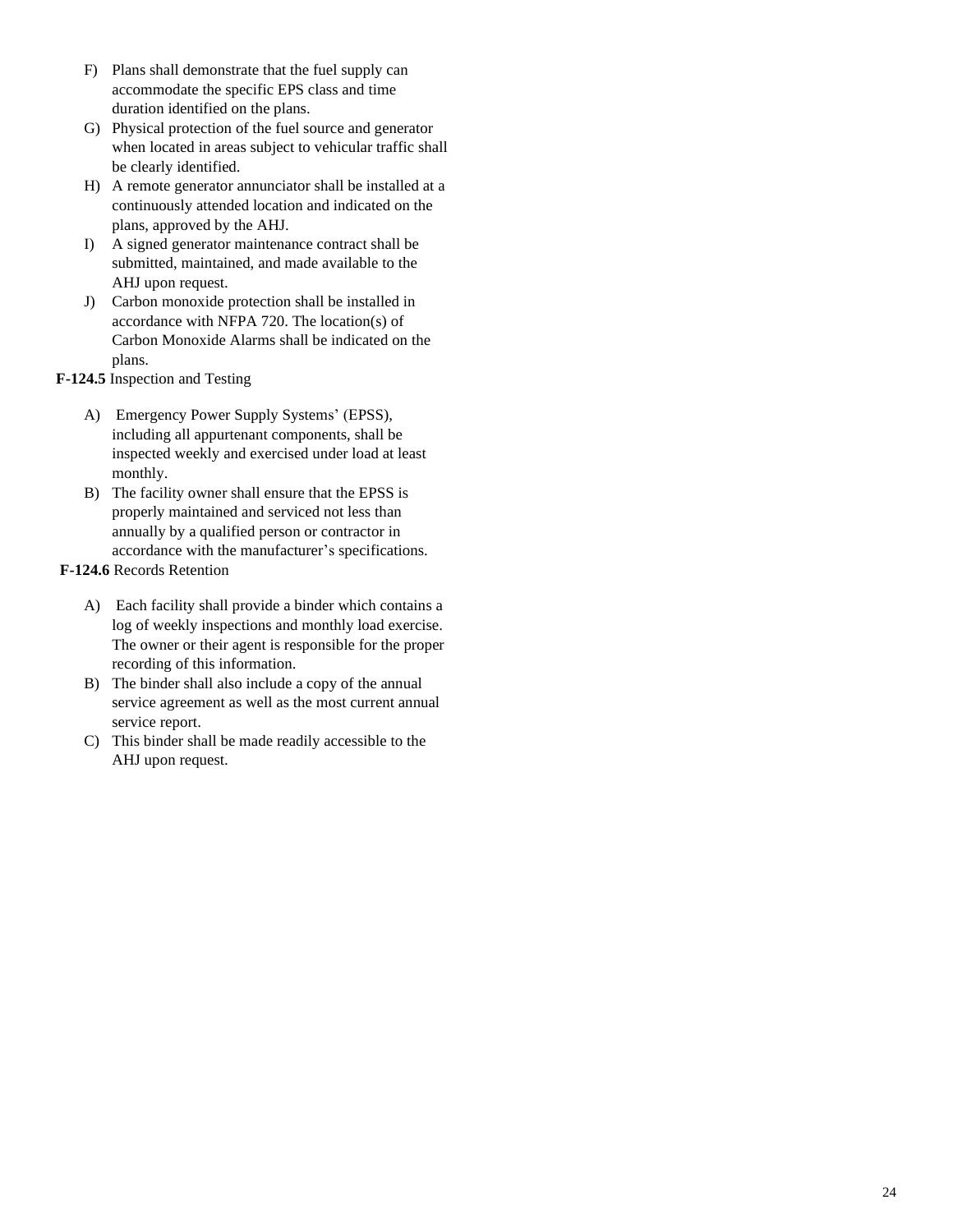F) Plans shall demonstrate that the fuel supply can accommodate the specific EPS class and time duration identified on the plans.

G) Physical protection of the fuel source and generator when located in areas subject to vehicular traffic shall be clearly identified.

H) A remote generator annunciator shall be installed at a continuously attended location and indicated on the plans, approved by the AHJ.

I) A signed generator maintenance contract shall be submitted, maintained, and made available to the AHJ upon request.

J) Carbon monoxide protection shall be installed in accordance with NFPA 720. The location(s) of Carbon Monoxide Alarms shall be indicated on the plans.

**F-124.5** Inspection and Testing

A) Emergency Power Supply Systems' (EPSS), including all appurtenant components, shall be inspected weekly and exercised under load at least monthly.

B) The facility owner shall ensure that the EPSS is properly maintained and serviced not less than annually by a qualified person or contractor in accordance with the manufacturer's specifications.

**F-124.6** Records Retention

A) Each facility shall provide a binder which contains a log of weekly inspections and monthly load exercise. The owner or their agent is responsible for the proper recording of this information.

B) The binder shall also include a copy of the annual service agreement as well as the most current annual service report.

C) This binder shall be made readily accessible to the AHJ upon request.